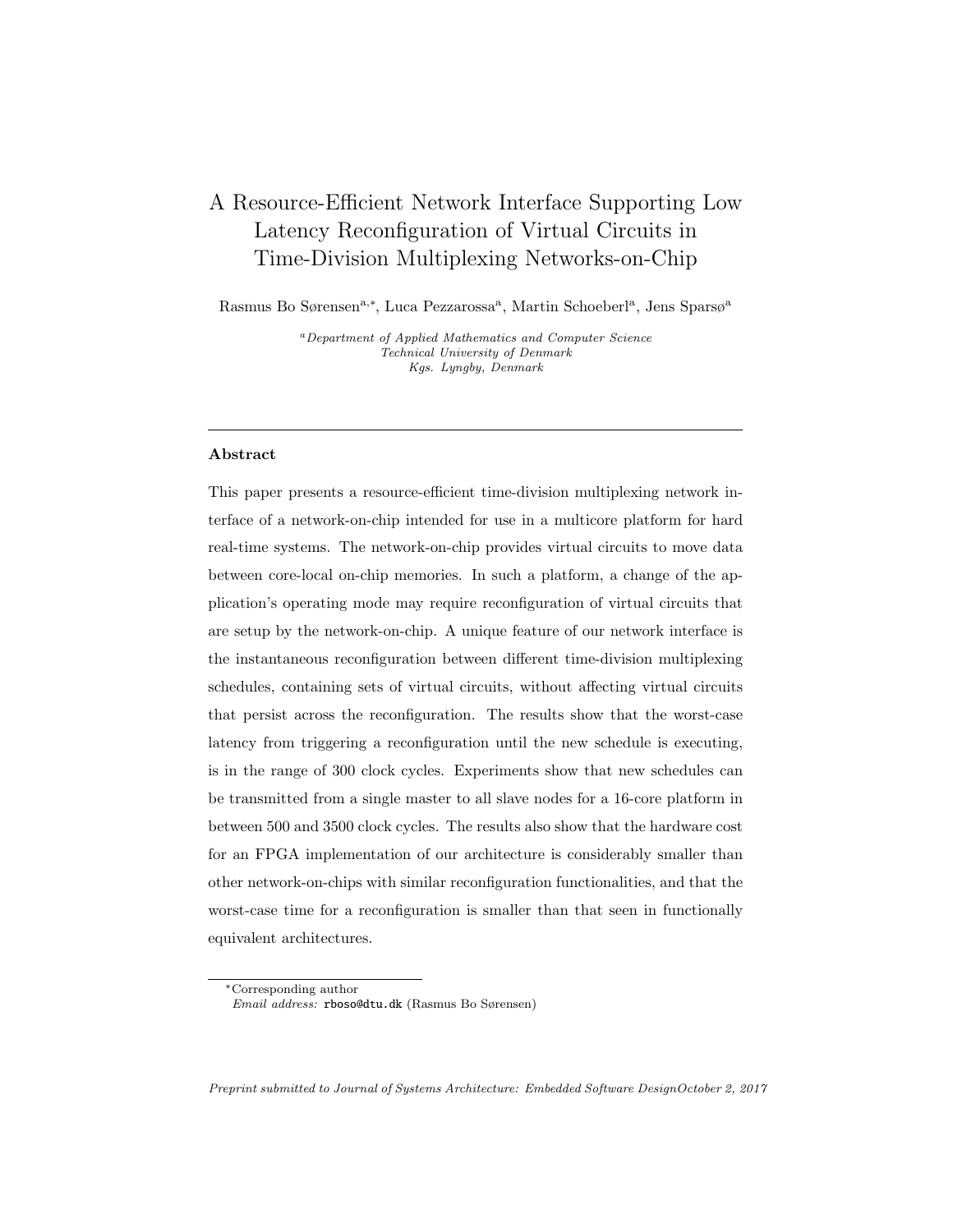# A Resource-Efficient Network Interface Supporting Low Latency Reconfiguration of Virtual Circuits in Time-Division Multiplexing Networks-on-Chip

Rasmus Bo Sørensen[a,*], Luca Pezzarossa[a], Martin Schoeberl[a], Jens Sparsø[a]

[a] *Department of Applied Mathematics and Computer Science*
*Technical University of Denmark*
*Kgs. Lyngby, Denmark*

---

### Abstract

This paper presents a resource-efficient time-division multiplexing network interface of a network-on-chip intended for use in a multicore platform for hard real-time systems. The network-on-chip provides virtual circuits to move data between core-local on-chip memories. In such a platform, a change of the application's operating mode may require reconfiguration of virtual circuits that are setup by the network-on-chip. A unique feature of our network interface is the instantaneous reconfiguration between different time-division multiplexing schedules, containing sets of virtual circuits, without affecting virtual circuits that persist across the reconfiguration. The results show that the worst-case latency from triggering a reconfiguration until the new schedule is executing, is in the range of 300 clock cycles. Experiments show that new schedules can be transmitted from a single master to all slave nodes for a 16-core platform in between 500 and 3500 clock cycles. The results also show that the hardware cost for an FPGA implementation of our architecture is considerably smaller than other network-on-chips with similar reconfiguration functionalities, and that the worst-case time for a reconfiguration is smaller than that seen in functionally equivalent architectures.

---

[*] Corresponding author
*Email address:* rboso@dtu.dk (Rasmus Bo Sørensen)

*Preprint submitted to Journal of Systems Architecture: Embedded Software Design* *October 2, 2017*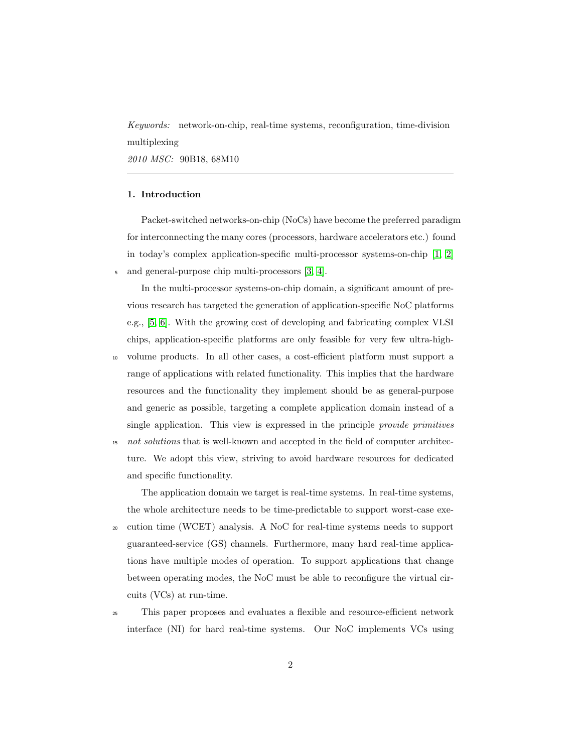*Keywords:* network-on-chip, real-time systems, reconfiguration, time-division multiplexing

*2010 MSC:* 90B18, 68M10

---

## 1. Introduction

Packet-switched networks-on-chip (NoCs) have become the preferred paradigm for interconnecting the many cores (processors, hardware accelerators etc.) found in today's complex application-specific multi-processor systems-on-chip [1, 2] and general-purpose chip multi-processors [3, 4].

In the multi-processor systems-on-chip domain, a significant amount of previous research has targeted the generation of application-specific NoC platforms e.g., [5, 6]. With the growing cost of developing and fabricating complex VLSI chips, application-specific platforms are only feasible for very few ultra-high-volume products. In all other cases, a cost-efficient platform must support a range of applications with related functionality. This implies that the hardware resources and the functionality they implement should be as general-purpose and generic as possible, targeting a complete application domain instead of a single application. This view is expressed in the principle *provide primitives not solutions* that is well-known and accepted in the field of computer architecture. We adopt this view, striving to avoid hardware resources for dedicated and specific functionality.

The application domain we target is real-time systems. In real-time systems, the whole architecture needs to be time-predictable to support worst-case execution time (WCET) analysis. A NoC for real-time systems needs to support guaranteed-service (GS) channels. Furthermore, many hard real-time applications have multiple modes of operation. To support applications that change between operating modes, the NoC must be able to reconfigure the virtual circuits (VCs) at run-time.

This paper proposes and evaluates a flexible and resource-efficient network interface (NI) for hard real-time systems. Our NoC implements VCs using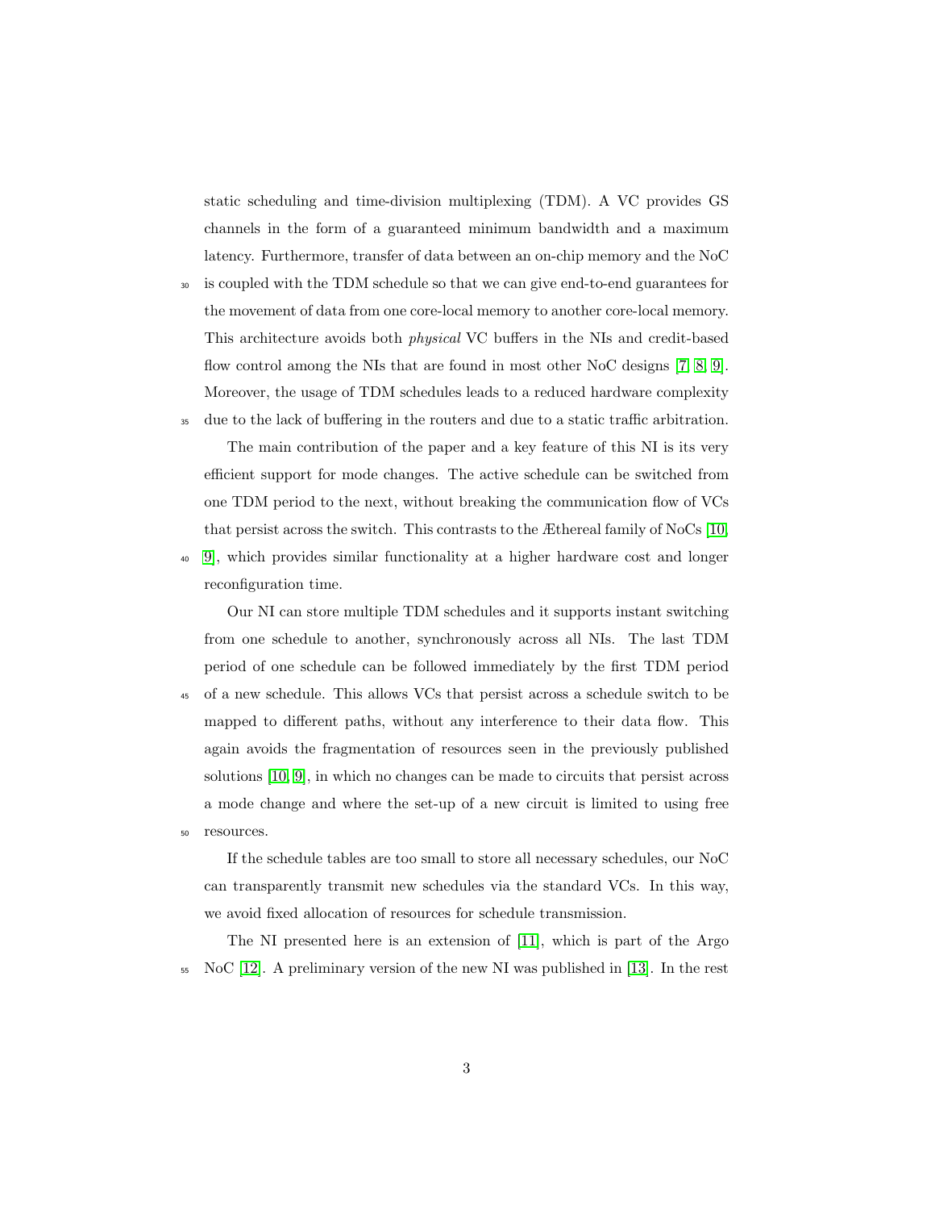static scheduling and time-division multiplexing (TDM). A VC provides GS channels in the form of a guaranteed minimum bandwidth and a maximum latency. Furthermore, transfer of data between an on-chip memory and the NoC is coupled with the TDM schedule so that we can give end-to-end guarantees for the movement of data from one core-local memory to another core-local memory. This architecture avoids both *physical* VC buffers in the NIs and credit-based flow control among the NIs that are found in most other NoC designs [7, 8, 9]. Moreover, the usage of TDM schedules leads to a reduced hardware complexity due to the lack of buffering in the routers and due to a static traffic arbitration.

The main contribution of the paper and a key feature of this NI is its very efficient support for mode changes. The active schedule can be switched from one TDM period to the next, without breaking the communication flow of VCs that persist across the switch. This contrasts to the Æthereal family of NoCs [10, 9], which provides similar functionality at a higher hardware cost and longer reconfiguration time.

Our NI can store multiple TDM schedules and it supports instant switching from one schedule to another, synchronously across all NIs. The last TDM period of one schedule can be followed immediately by the first TDM period of a new schedule. This allows VCs that persist across a schedule switch to be mapped to different paths, without any interference to their data flow. This again avoids the fragmentation of resources seen in the previously published solutions [10, 9], in which no changes can be made to circuits that persist across a mode change and where the set-up of a new circuit is limited to using free resources.

If the schedule tables are too small to store all necessary schedules, our NoC can transparently transmit new schedules via the standard VCs. In this way, we avoid fixed allocation of resources for schedule transmission.

The NI presented here is an extension of [11], which is part of the Argo NoC [12]. A preliminary version of the new NI was published in [13]. In the rest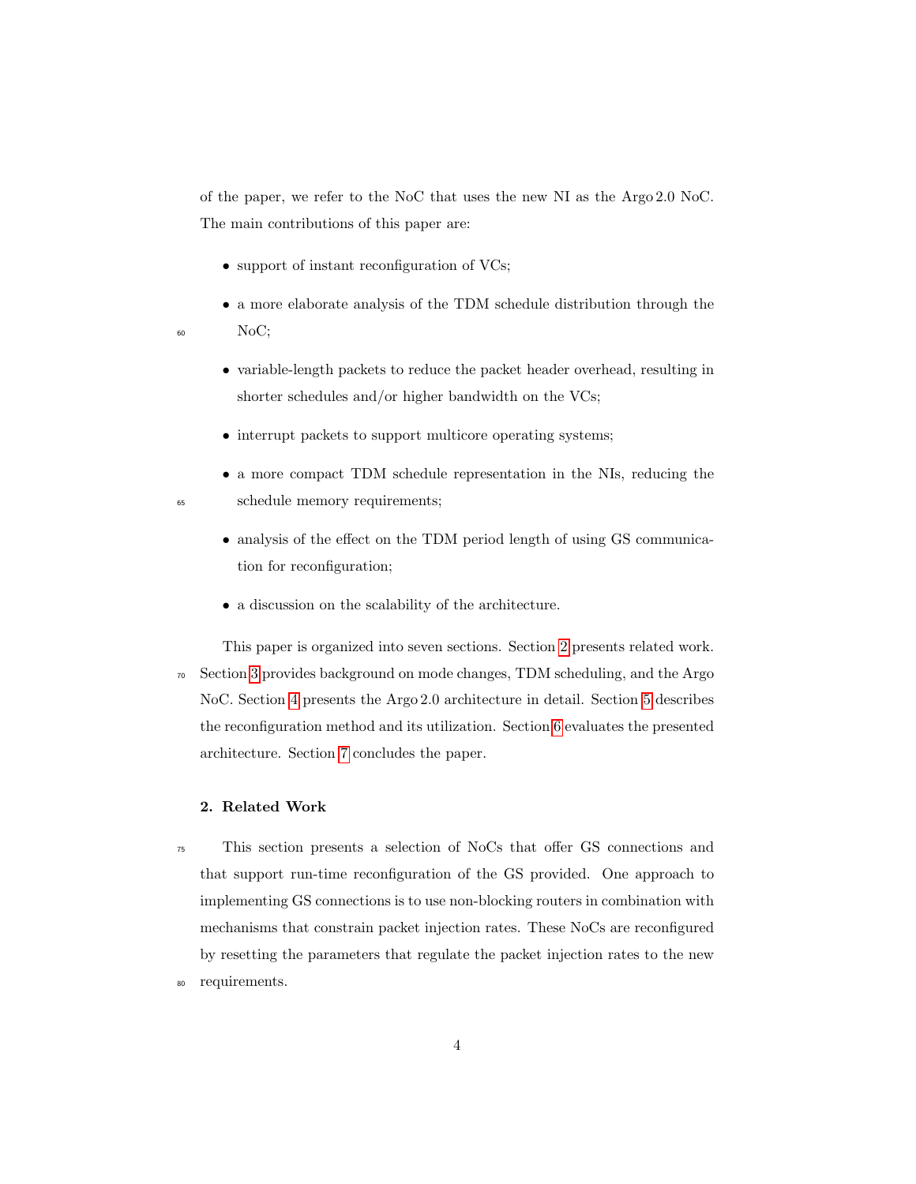of the paper, we refer to the NoC that uses the new NI as the Argo 2.0 NoC. The main contributions of this paper are:

- support of instant reconfiguration of VCs;
- a more elaborate analysis of the TDM schedule distribution through the NoC;
- variable-length packets to reduce the packet header overhead, resulting in shorter schedules and/or higher bandwidth on the VCs;
- interrupt packets to support multicore operating systems;
- a more compact TDM schedule representation in the NIs, reducing the schedule memory requirements;
- analysis of the effect on the TDM period length of using GS communication for reconfiguration;
- a discussion on the scalability of the architecture.

This paper is organized into seven sections. Section 2 presents related work. Section 3 provides background on mode changes, TDM scheduling, and the Argo NoC. Section 4 presents the Argo 2.0 architecture in detail. Section 5 describes the reconfiguration method and its utilization. Section 6 evaluates the presented architecture. Section 7 concludes the paper.

## 2. Related Work

This section presents a selection of NoCs that offer GS connections and that support run-time reconfiguration of the GS provided. One approach to implementing GS connections is to use non-blocking routers in combination with mechanisms that constrain packet injection rates. These NoCs are reconfigured by resetting the parameters that regulate the packet injection rates to the new requirements.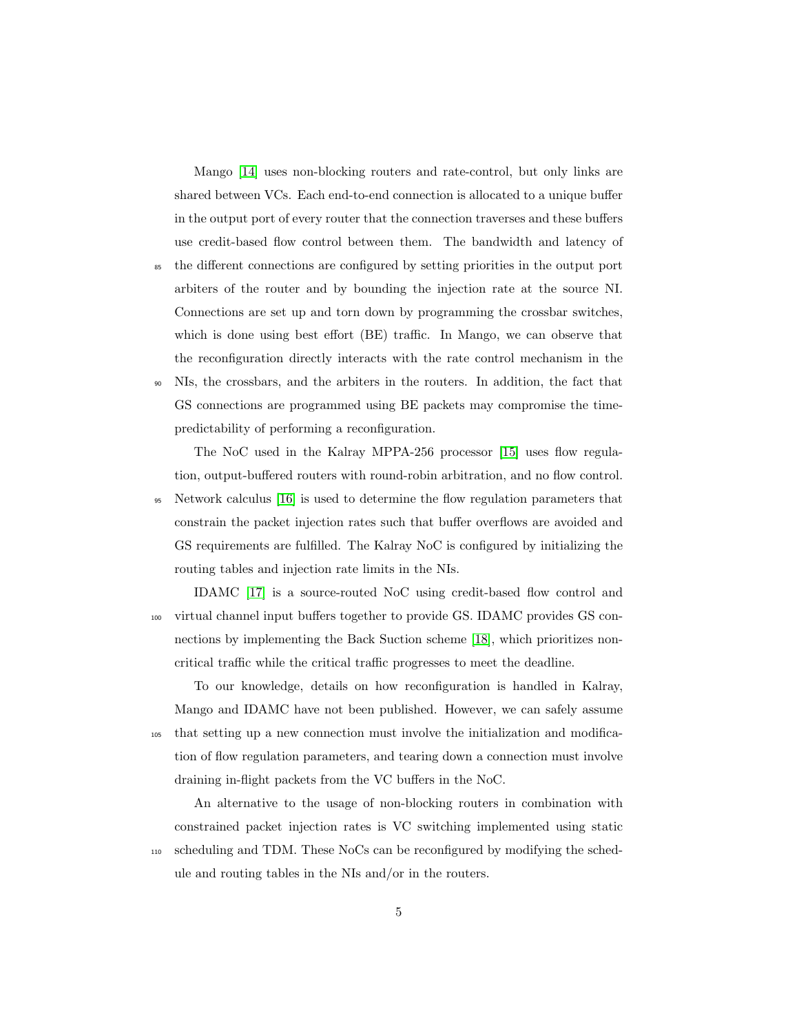Mango [14] uses non-blocking routers and rate-control, but only links are shared between VCs. Each end-to-end connection is allocated to a unique buffer in the output port of every router that the connection traverses and these buffers use credit-based flow control between them. The bandwidth and latency of the different connections are configured by setting priorities in the output port arbiters of the router and by bounding the injection rate at the source NI. Connections are set up and torn down by programming the crossbar switches, which is done using best effort (BE) traffic. In Mango, we can observe that the reconfiguration directly interacts with the rate control mechanism in the NIs, the crossbars, and the arbiters in the routers. In addition, the fact that GS connections are programmed using BE packets may compromise the time-predictability of performing a reconfiguration.

The NoC used in the Kalray MPPA-256 processor [15] uses flow regulation, output-buffered routers with round-robin arbitration, and no flow control. Network calculus [16] is used to determine the flow regulation parameters that constrain the packet injection rates such that buffer overflows are avoided and GS requirements are fulfilled. The Kalray NoC is configured by initializing the routing tables and injection rate limits in the NIs.

IDAMC [17] is a source-routed NoC using credit-based flow control and virtual channel input buffers together to provide GS. IDAMC provides GS connections by implementing the Back Suction scheme [18], which prioritizes non-critical traffic while the critical traffic progresses to meet the deadline.

To our knowledge, details on how reconfiguration is handled in Kalray, Mango and IDAMC have not been published. However, we can safely assume that setting up a new connection must involve the initialization and modification of flow regulation parameters, and tearing down a connection must involve draining in-flight packets from the VC buffers in the NoC.

An alternative to the usage of non-blocking routers in combination with constrained packet injection rates is VC switching implemented using static scheduling and TDM. These NoCs can be reconfigured by modifying the schedule and routing tables in the NIs and/or in the routers.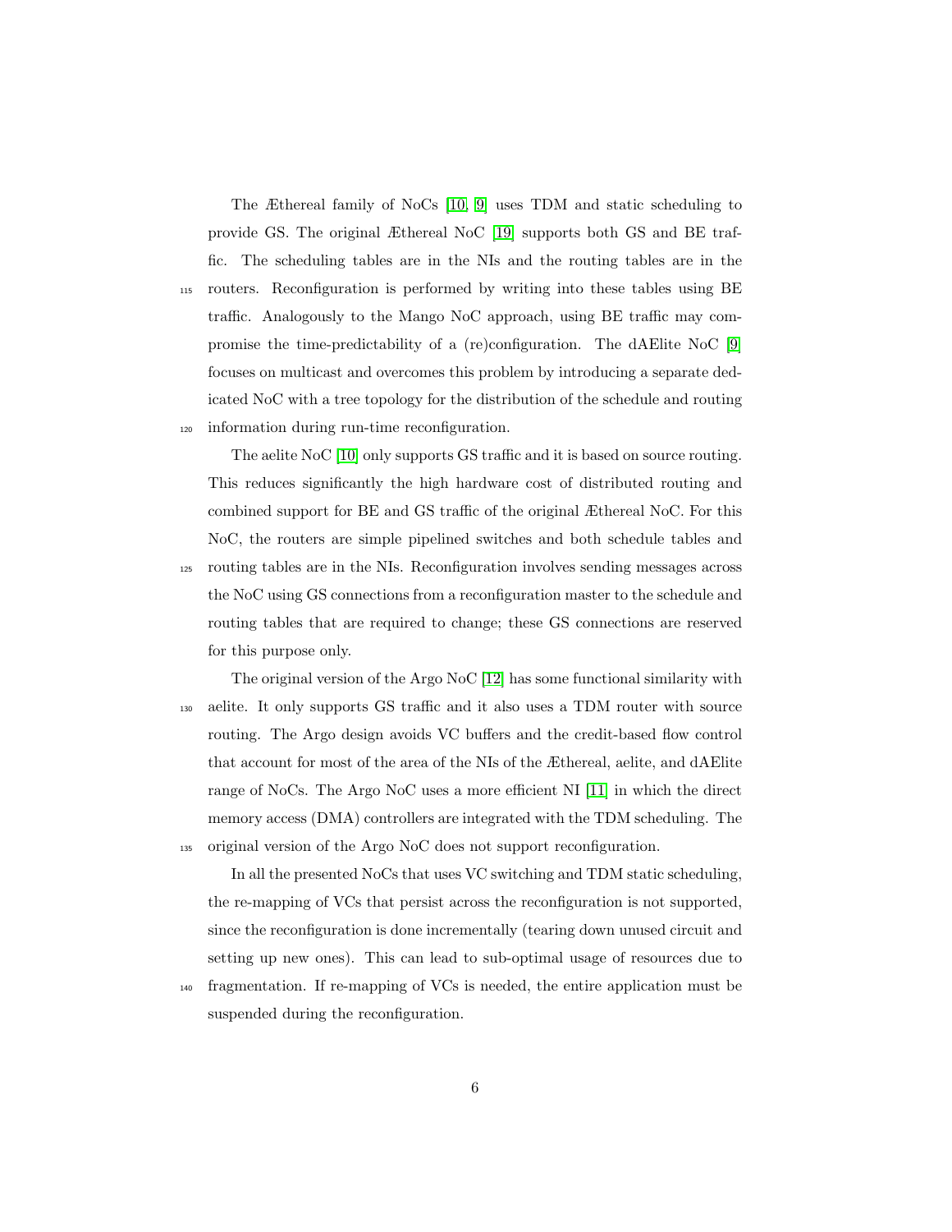The Æthereal family of NoCs [10, 9] uses TDM and static scheduling to provide GS. The original Æthereal NoC [19] supports both GS and BE traffic. The scheduling tables are in the NIs and the routing tables are in the routers. Reconfiguration is performed by writing into these tables using BE traffic. Analogously to the Mango NoC approach, using BE traffic may compromise the time-predictability of a (re)configuration. The dAElite NoC [9] focuses on multicast and overcomes this problem by introducing a separate dedicated NoC with a tree topology for the distribution of the schedule and routing information during run-time reconfiguration.

The aelite NoC [10] only supports GS traffic and it is based on source routing. This reduces significantly the high hardware cost of distributed routing and combined support for BE and GS traffic of the original Æthereal NoC. For this NoC, the routers are simple pipelined switches and both schedule tables and routing tables are in the NIs. Reconfiguration involves sending messages across the NoC using GS connections from a reconfiguration master to the schedule and routing tables that are required to change; these GS connections are reserved for this purpose only.

The original version of the Argo NoC [12] has some functional similarity with aelite. It only supports GS traffic and it also uses a TDM router with source routing. The Argo design avoids VC buffers and the credit-based flow control that account for most of the area of the NIs of the Æthereal, aelite, and dAElite range of NoCs. The Argo NoC uses a more efficient NI [11] in which the direct memory access (DMA) controllers are integrated with the TDM scheduling. The original version of the Argo NoC does not support reconfiguration.

In all the presented NoCs that uses VC switching and TDM static scheduling, the re-mapping of VCs that persist across the reconfiguration is not supported, since the reconfiguration is done incrementally (tearing down unused circuit and setting up new ones). This can lead to sub-optimal usage of resources due to fragmentation. If re-mapping of VCs is needed, the entire application must be suspended during the reconfiguration.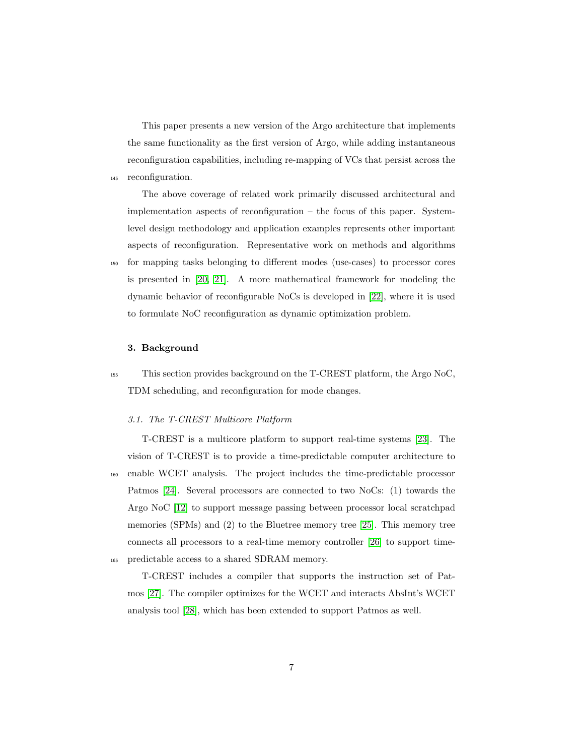This paper presents a new version of the Argo architecture that implements the same functionality as the first version of Argo, while adding instantaneous reconfiguration capabilities, including re-mapping of VCs that persist across the reconfiguration.

The above coverage of related work primarily discussed architectural and implementation aspects of reconfiguration – the focus of this paper. System-level design methodology and application examples represents other important aspects of reconfiguration. Representative work on methods and algorithms for mapping tasks belonging to different modes (use-cases) to processor cores is presented in [20, 21]. A more mathematical framework for modeling the dynamic behavior of reconfigurable NoCs is developed in [22], where it is used to formulate NoC reconfiguration as dynamic optimization problem.

## 3. Background

This section provides background on the T-CREST platform, the Argo NoC, TDM scheduling, and reconfiguration for mode changes.

### *3.1. The T-CREST Multicore Platform*

T-CREST is a multicore platform to support real-time systems [23]. The vision of T-CREST is to provide a time-predictable computer architecture to enable WCET analysis. The project includes the time-predictable processor Patmos [24]. Several processors are connected to two NoCs: (1) towards the Argo NoC [12] to support message passing between processor local scratchpad memories (SPMs) and (2) to the Bluetree memory tree [25]. This memory tree connects all processors to a real-time memory controller [26] to support time-predictable access to a shared SDRAM memory.

T-CREST includes a compiler that supports the instruction set of Patmos [27]. The compiler optimizes for the WCET and interacts AbsInt's WCET analysis tool [28], which has been extended to support Patmos as well.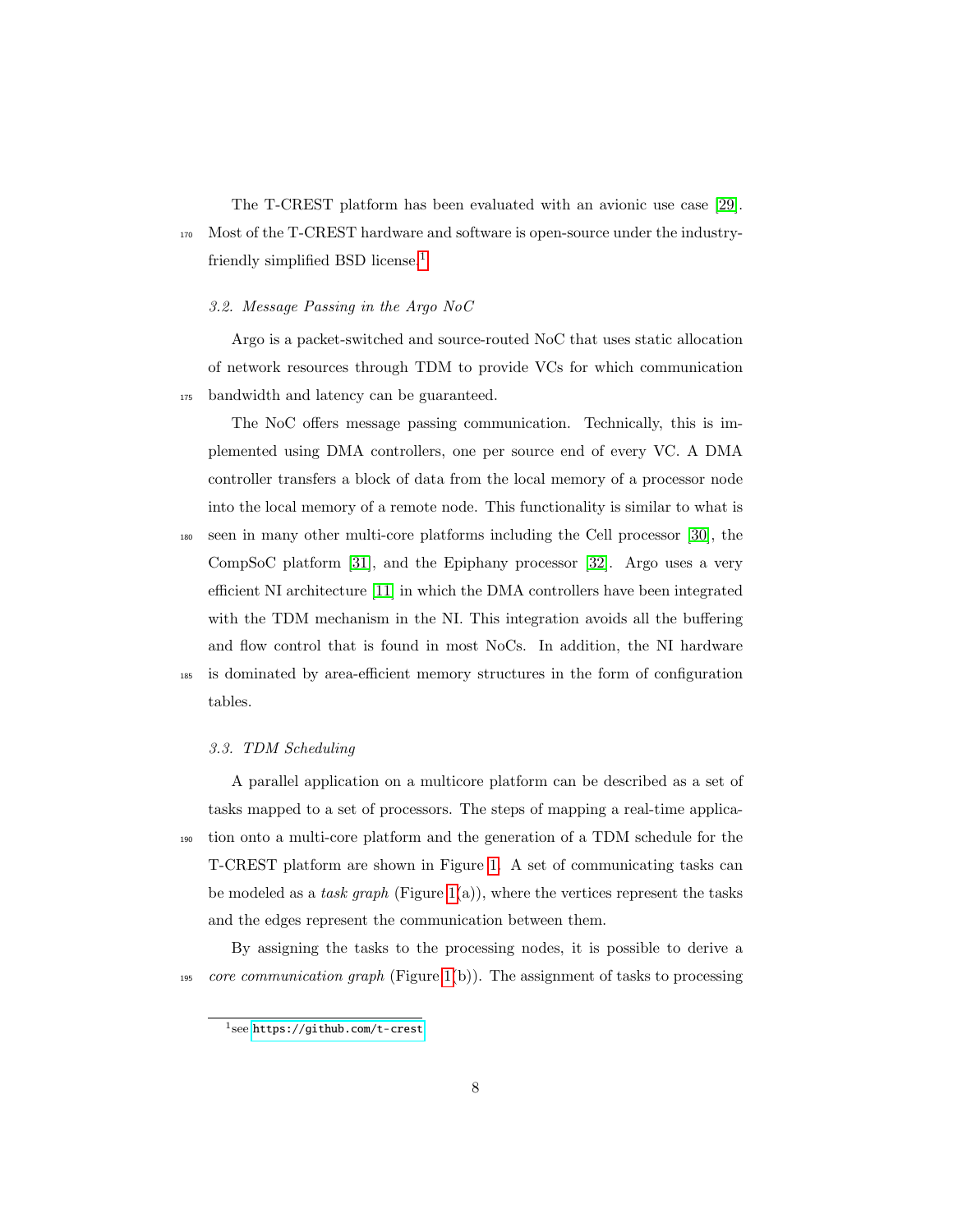The T-CREST platform has been evaluated with an avionic use case [29]. Most of the T-CREST hardware and software is open-source under the industry-friendly simplified BSD license.[1]

### 3.2. Message Passing in the Argo NoC

Argo is a packet-switched and source-routed NoC that uses static allocation of network resources through TDM to provide VCs for which communication bandwidth and latency can be guaranteed.

The NoC offers message passing communication. Technically, this is implemented using DMA controllers, one per source end of every VC. A DMA controller transfers a block of data from the local memory of a processor node into the local memory of a remote node. This functionality is similar to what is seen in many other multi-core platforms including the Cell processor [30], the CompSoC platform [31], and the Epiphany processor [32]. Argo uses a very efficient NI architecture [11] in which the DMA controllers have been integrated with the TDM mechanism in the NI. This integration avoids all the buffering and flow control that is found in most NoCs. In addition, the NI hardware is dominated by area-efficient memory structures in the form of configuration tables.

### 3.3. TDM Scheduling

A parallel application on a multicore platform can be described as a set of tasks mapped to a set of processors. The steps of mapping a real-time application onto a multi-core platform and the generation of a TDM schedule for the T-CREST platform are shown in Figure 1. A set of communicating tasks can be modeled as a *task graph* (Figure 1(a)), where the vertices represent the tasks and the edges represent the communication between them.

By assigning the tasks to the processing nodes, it is possible to derive a *core communication graph* (Figure 1(b)). The assignment of tasks to processing

[1] see https://github.com/t-crest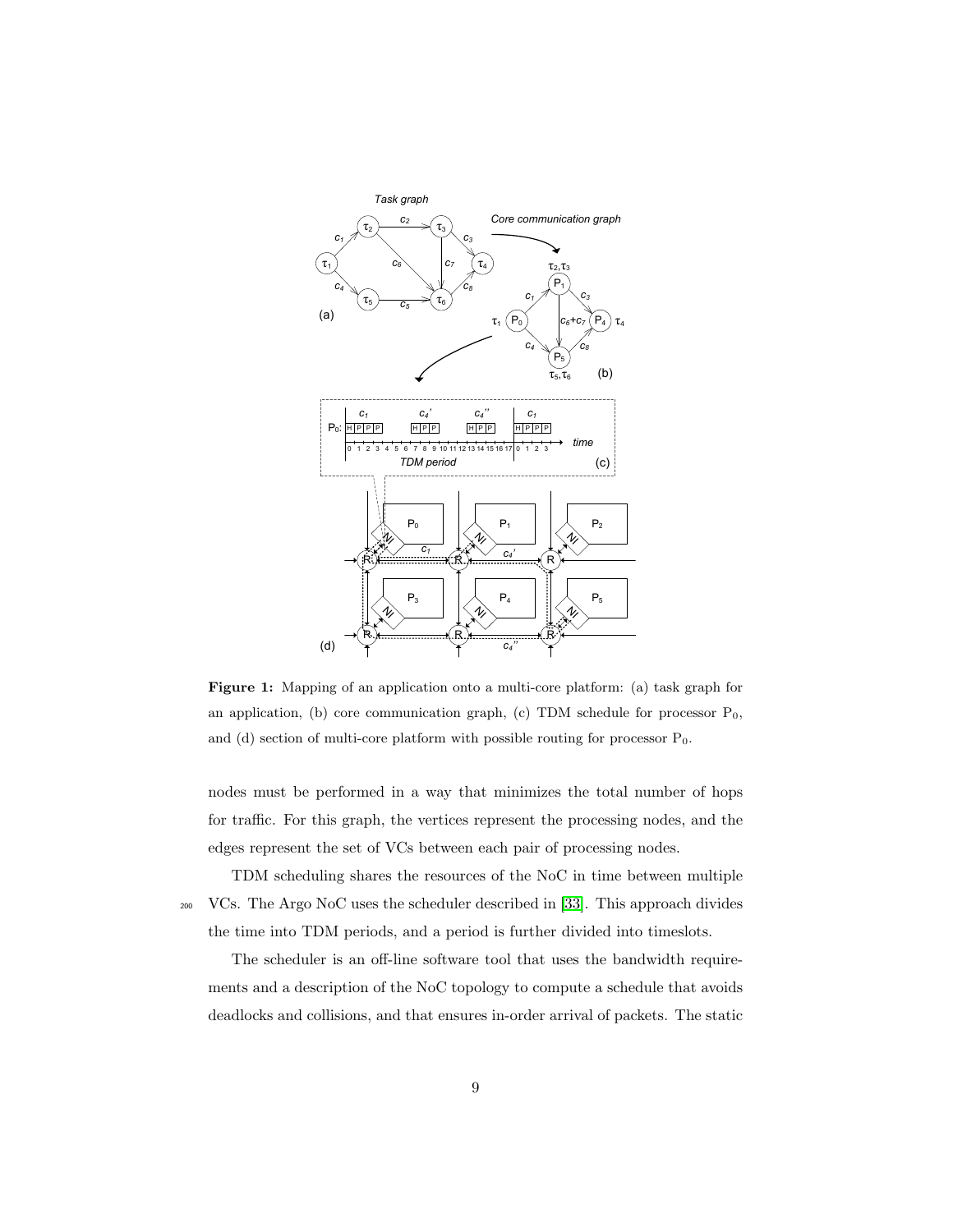**Figure 1:** Mapping of an application onto a multi-core platform: (a) task graph for an application, (b) core communication graph, (c) TDM schedule for processor $P_0$, and (d) section of multi-core platform with possible routing for processor $P_0$.

nodes must be performed in a way that minimizes the total number of hops for traffic. For this graph, the vertices represent the processing nodes, and the edges represent the set of VCs between each pair of processing nodes.

TDM scheduling shares the resources of the NoC in time between multiple VCs. The Argo NoC uses the scheduler described in [33]. This approach divides the time into TDM periods, and a period is further divided into timeslots.

The scheduler is an off-line software tool that uses the bandwidth requirements and a description of the NoC topology to compute a schedule that avoids deadlocks and collisions, and that ensures in-order arrival of packets. The static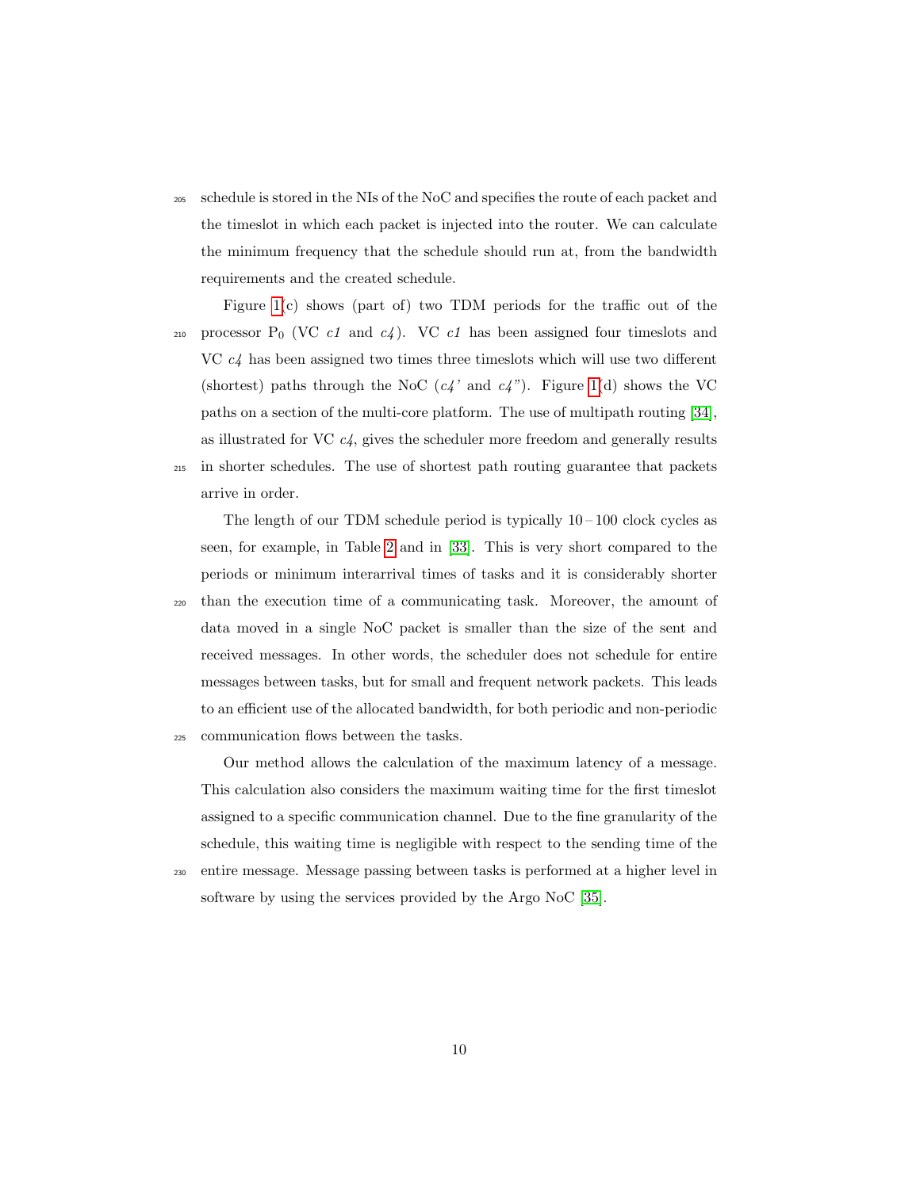schedule is stored in the NIs of the NoC and specifies the route of each packet and the timeslot in which each packet is injected into the router. We can calculate the minimum frequency that the schedule should run at, from the bandwidth requirements and the created schedule.

Figure 1(c) shows (part of) two TDM periods for the traffic out of the processor $P_0$ (VC *c1* and *c4*). VC *c1* has been assigned four timeslots and VC *c4* has been assigned two times three timeslots which will use two different (shortest) paths through the NoC (*c4'* and *c4"*). Figure 1(d) shows the VC paths on a section of the multi-core platform. The use of multipath routing [34], as illustrated for VC *c4*, gives the scheduler more freedom and generally results in shorter schedules. The use of shortest path routing guarantee that packets arrive in order.

The length of our TDM schedule period is typically $10 - 100$ clock cycles as seen, for example, in Table 2 and in [33]. This is very short compared to the periods or minimum interarrival times of tasks and it is considerably shorter than the execution time of a communicating task. Moreover, the amount of data moved in a single NoC packet is smaller than the size of the sent and received messages. In other words, the scheduler does not schedule for entire messages between tasks, but for small and frequent network packets. This leads to an efficient use of the allocated bandwidth, for both periodic and non-periodic communication flows between the tasks.

Our method allows the calculation of the maximum latency of a message. This calculation also considers the maximum waiting time for the first timeslot assigned to a specific communication channel. Due to the fine granularity of the schedule, this waiting time is negligible with respect to the sending time of the entire message. Message passing between tasks is performed at a higher level in software by using the services provided by the Argo NoC [35].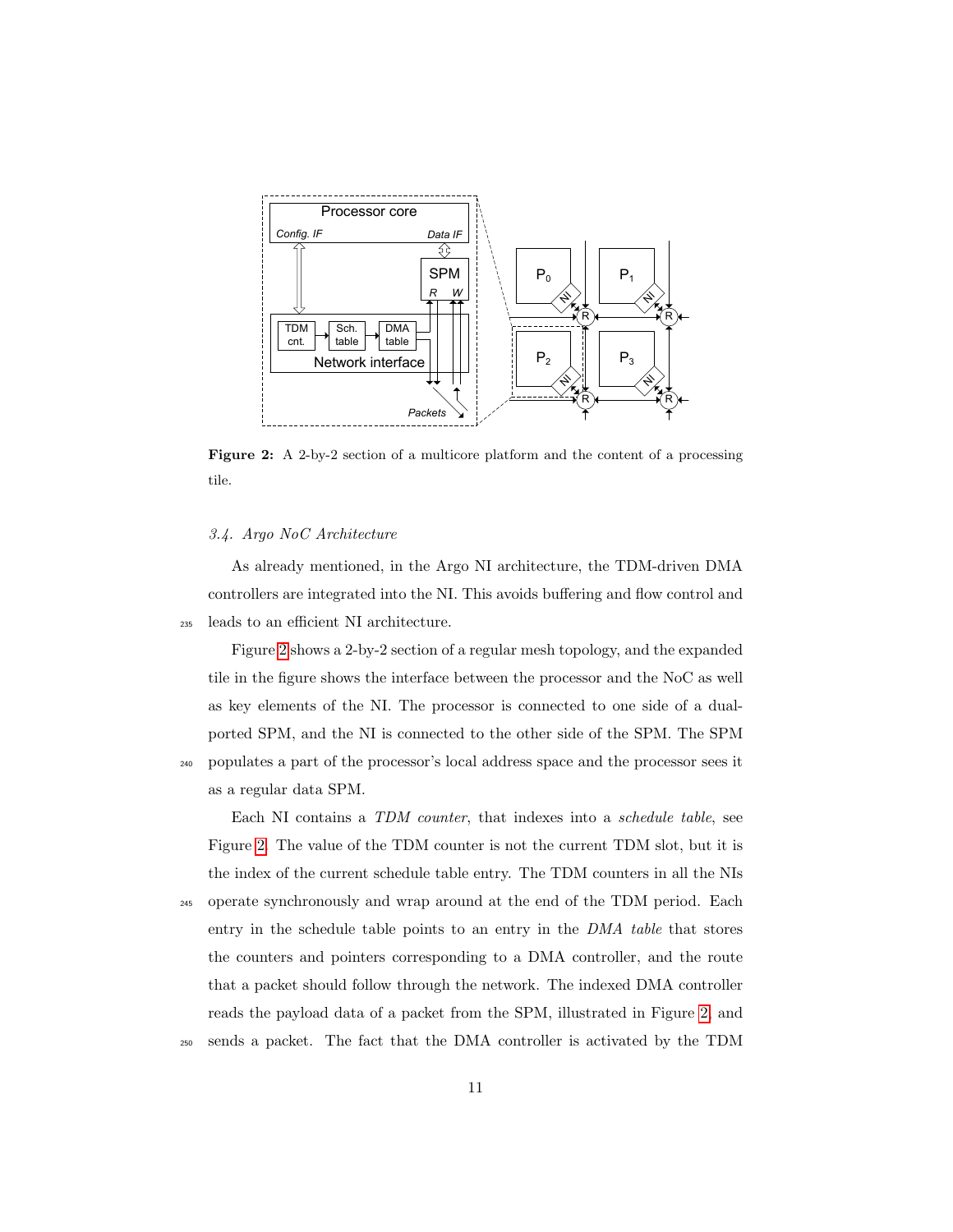**Figure 2:** A 2-by-2 section of a multicore platform and the content of a processing tile.

### 3.4. Argo NoC Architecture

As already mentioned, in the Argo NI architecture, the TDM-driven DMA controllers are integrated into the NI. This avoids buffering and flow control and leads to an efficient NI architecture.

Figure 2 shows a 2-by-2 section of a regular mesh topology, and the expanded tile in the figure shows the interface between the processor and the NoC as well as key elements of the NI. The processor is connected to one side of a dual-ported SPM, and the NI is connected to the other side of the SPM. The SPM populates a part of the processor's local address space and the processor sees it as a regular data SPM.

Each NI contains a *TDM counter*, that indexes into a *schedule table*, see Figure 2. The value of the TDM counter is not the current TDM slot, but it is the index of the current schedule table entry. The TDM counters in all the NIs operate synchronously and wrap around at the end of the TDM period. Each entry in the schedule table points to an entry in the *DMA table* that stores the counters and pointers corresponding to a DMA controller, and the route that a packet should follow through the network. The indexed DMA controller reads the payload data of a packet from the SPM, illustrated in Figure 2, and sends a packet. The fact that the DMA controller is activated by the TDM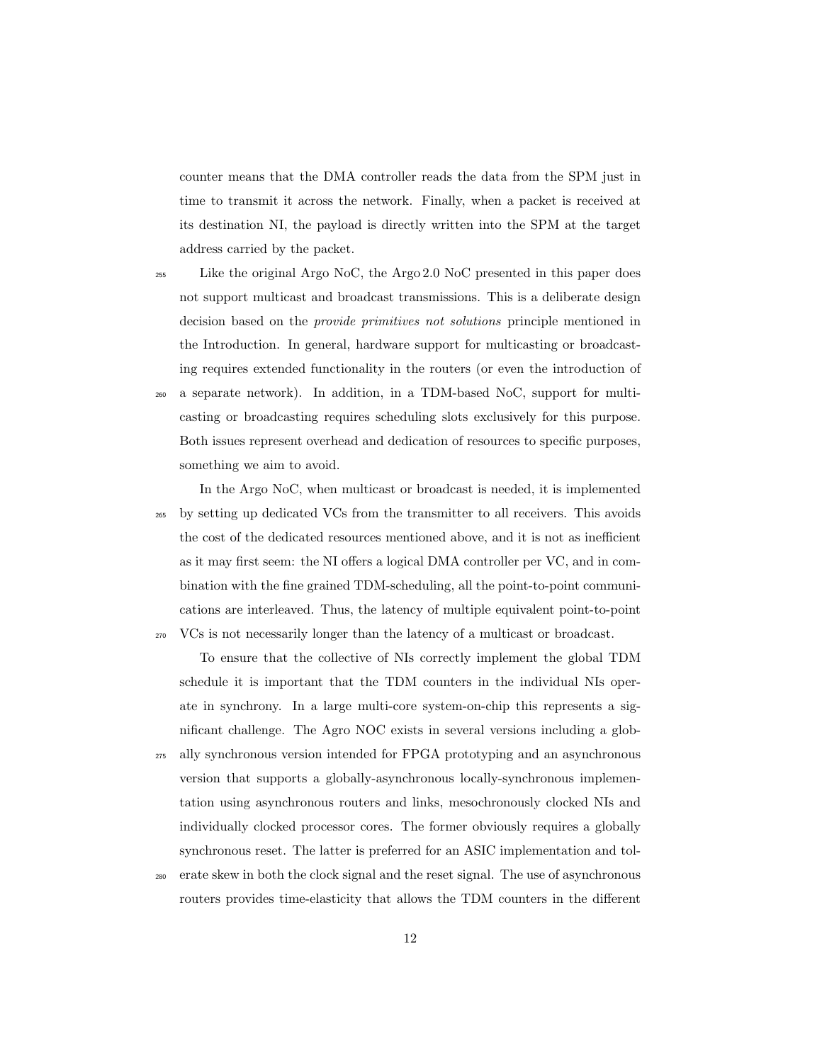counter means that the DMA controller reads the data from the SPM just in time to transmit it across the network. Finally, when a packet is received at its destination NI, the payload is directly written into the SPM at the target address carried by the packet.

Like the original Argo NoC, the Argo 2.0 NoC presented in this paper does not support multicast and broadcast transmissions. This is a deliberate design decision based on the *provide primitives not solutions* principle mentioned in the Introduction. In general, hardware support for multicasting or broadcasting requires extended functionality in the routers (or even the introduction of a separate network). In addition, in a TDM-based NoC, support for multicasting or broadcasting requires scheduling slots exclusively for this purpose. Both issues represent overhead and dedication of resources to specific purposes, something we aim to avoid.

In the Argo NoC, when multicast or broadcast is needed, it is implemented by setting up dedicated VCs from the transmitter to all receivers. This avoids the cost of the dedicated resources mentioned above, and it is not as inefficient as it may first seem: the NI offers a logical DMA controller per VC, and in combination with the fine grained TDM-scheduling, all the point-to-point communications are interleaved. Thus, the latency of multiple equivalent point-to-point VCs is not necessarily longer than the latency of a multicast or broadcast.

To ensure that the collective of NIs correctly implement the global TDM schedule it is important that the TDM counters in the individual NIs operate in synchrony. In a large multi-core system-on-chip this represents a significant challenge. The Agro NOC exists in several versions including a globally synchronous version intended for FPGA prototyping and an asynchronous version that supports a globally-asynchronous locally-synchronous implementation using asynchronous routers and links, mesochronously clocked NIs and individually clocked processor cores. The former obviously requires a globally synchronous reset. The latter is preferred for an ASIC implementation and tolerate skew in both the clock signal and the reset signal. The use of asynchronous routers provides time-elasticity that allows the TDM counters in the different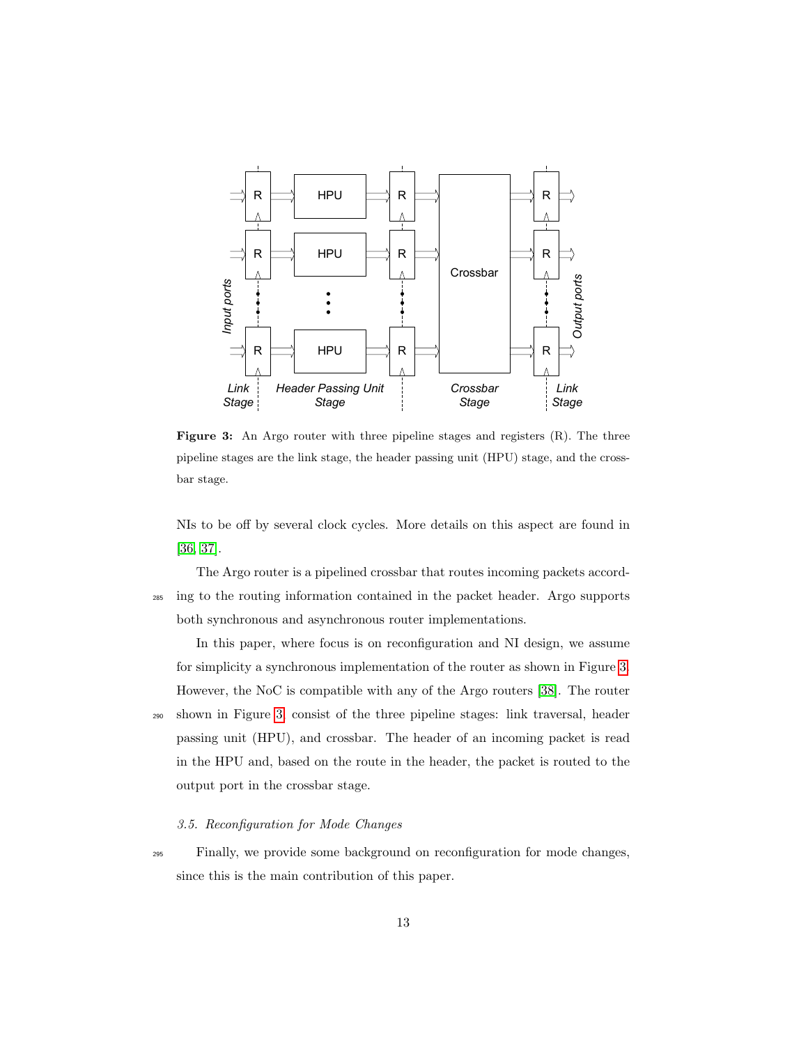**Figure 3:** An Argo router with three pipeline stages and registers (R). The three pipeline stages are the link stage, the header passing unit (HPU) stage, and the crossbar stage.

NIs to be off by several clock cycles. More details on this aspect are found in [36, 37].

The Argo router is a pipelined crossbar that routes incoming packets according to the routing information contained in the packet header. Argo supports both synchronous and asynchronous router implementations.

In this paper, where focus is on reconfiguration and NI design, we assume for simplicity a synchronous implementation of the router as shown in Figure 3. However, the NoC is compatible with any of the Argo routers [38]. The router shown in Figure 3 consist of the three pipeline stages: link traversal, header passing unit (HPU), and crossbar. The header of an incoming packet is read in the HPU and, based on the route in the header, the packet is routed to the output port in the crossbar stage.

### *3.5. Reconfiguration for Mode Changes*

Finally, we provide some background on reconfiguration for mode changes, since this is the main contribution of this paper.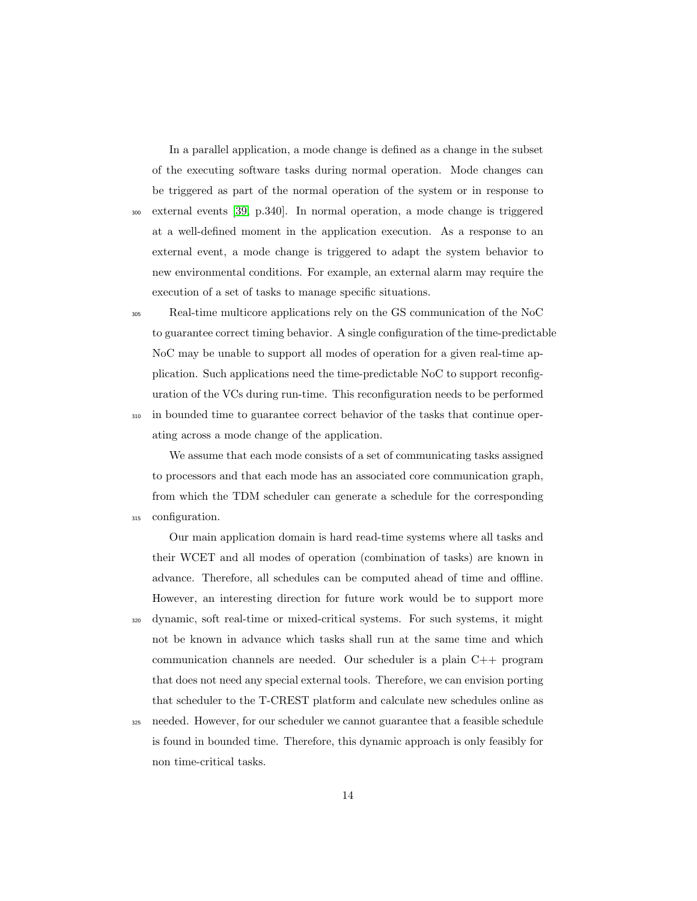In a parallel application, a mode change is defined as a change in the subset of the executing software tasks during normal operation. Mode changes can be triggered as part of the normal operation of the system or in response to external events [39, p.340]. In normal operation, a mode change is triggered at a well-defined moment in the application execution. As a response to an external event, a mode change is triggered to adapt the system behavior to new environmental conditions. For example, an external alarm may require the execution of a set of tasks to manage specific situations.

Real-time multicore applications rely on the GS communication of the NoC to guarantee correct timing behavior. A single configuration of the time-predictable NoC may be unable to support all modes of operation for a given real-time application. Such applications need the time-predictable NoC to support reconfiguration of the VCs during run-time. This reconfiguration needs to be performed in bounded time to guarantee correct behavior of the tasks that continue operating across a mode change of the application.

We assume that each mode consists of a set of communicating tasks assigned to processors and that each mode has an associated core communication graph, from which the TDM scheduler can generate a schedule for the corresponding configuration.

Our main application domain is hard read-time systems where all tasks and their WCET and all modes of operation (combination of tasks) are known in advance. Therefore, all schedules can be computed ahead of time and offline. However, an interesting direction for future work would be to support more dynamic, soft real-time or mixed-critical systems. For such systems, it might not be known in advance which tasks shall run at the same time and which communication channels are needed. Our scheduler is a plain C++ program that does not need any special external tools. Therefore, we can envision porting that scheduler to the T-CREST platform and calculate new schedules online as needed. However, for our scheduler we cannot guarantee that a feasible schedule is found in bounded time. Therefore, this dynamic approach is only feasibly for non time-critical tasks.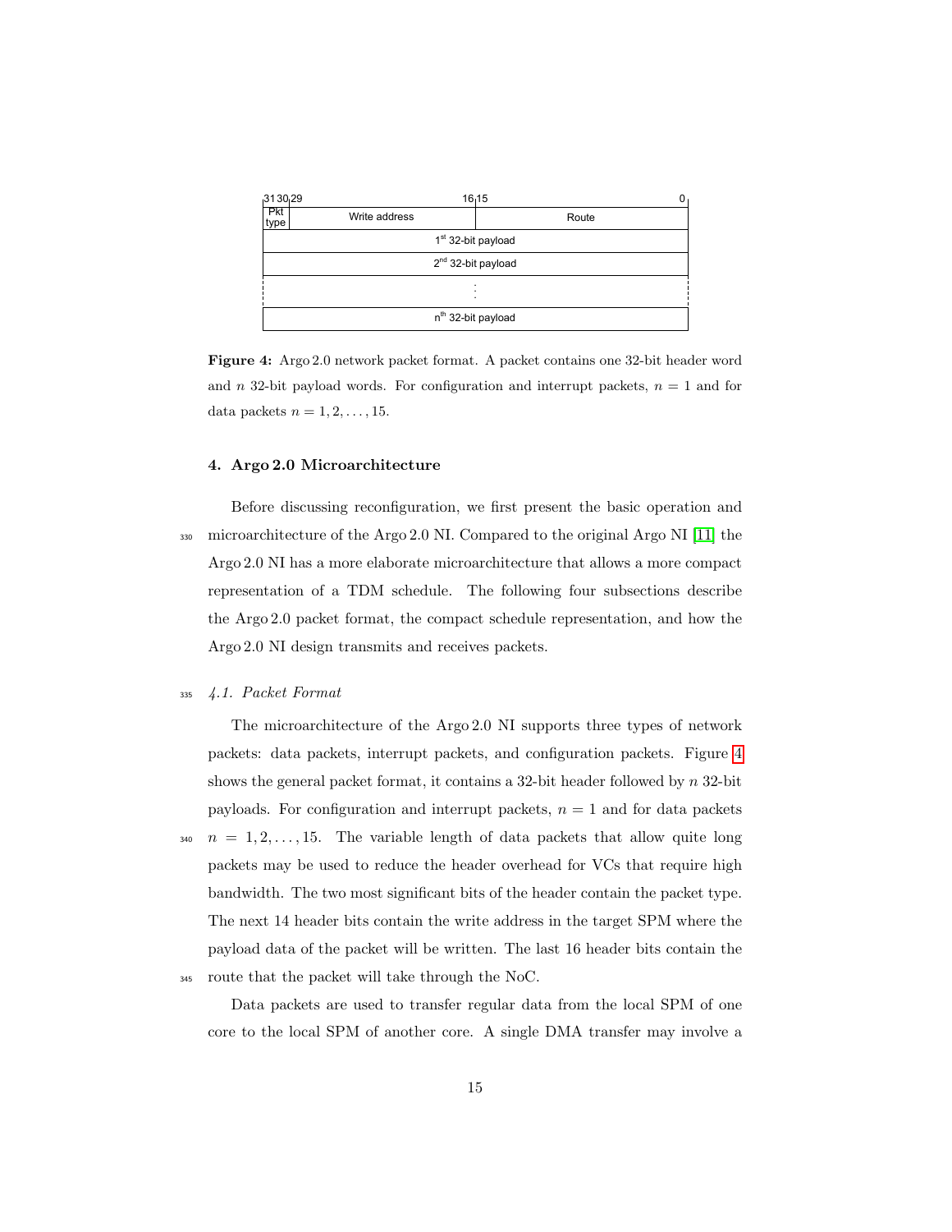| 31 30 | 29 — 16 | 15 — 0 |
| --- | --- | --- |
| Pkt type | Write address | Route |
| 1[st] 32-bit payload | | |
| 2[nd] 32-bit payload | | |
| ⋮ | | |
| n[th] 32-bit payload | | |

**Figure 4:** Argo 2.0 network packet format. A packet contains one 32-bit header word and $n$ 32-bit payload words. For configuration and interrupt packets, $n = 1$ and for data packets $n = 1, 2, \ldots, 15$.

## 4. Argo 2.0 Microarchitecture

Before discussing reconfiguration, we first present the basic operation and microarchitecture of the Argo 2.0 NI. Compared to the original Argo NI [11] the Argo 2.0 NI has a more elaborate microarchitecture that allows a more compact representation of a TDM schedule. The following four subsections describe the Argo 2.0 packet format, the compact schedule representation, and how the Argo 2.0 NI design transmits and receives packets.

### *4.1. Packet Format*

The microarchitecture of the Argo 2.0 NI supports three types of network packets: data packets, interrupt packets, and configuration packets. Figure 4 shows the general packet format, it contains a 32-bit header followed by $n$ 32-bit payloads. For configuration and interrupt packets, $n = 1$ and for data packets $n = 1, 2, \ldots, 15$. The variable length of data packets that allow quite long packets may be used to reduce the header overhead for VCs that require high bandwidth. The two most significant bits of the header contain the packet type. The next 14 header bits contain the write address in the target SPM where the payload data of the packet will be written. The last 16 header bits contain the route that the packet will take through the NoC.

Data packets are used to transfer regular data from the local SPM of one core to the local SPM of another core. A single DMA transfer may involve a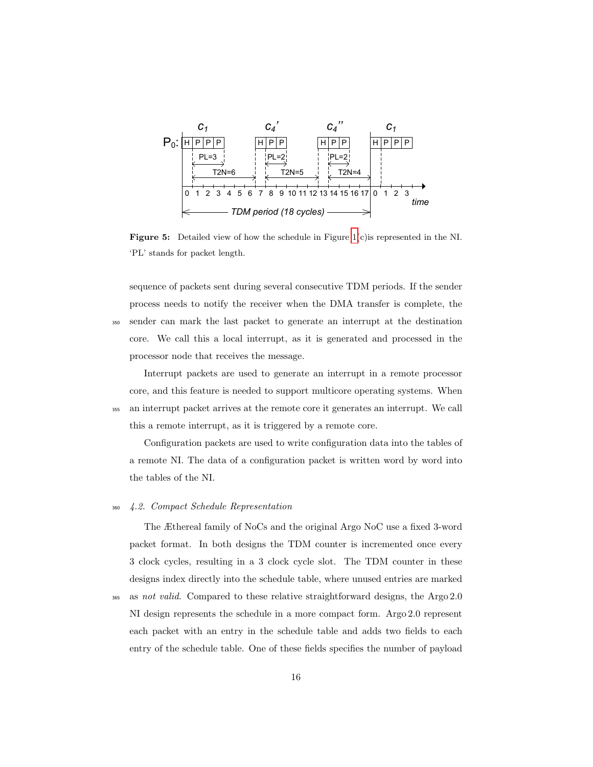**Figure 5:** Detailed view of how the schedule in Figure 1(c)is represented in the NI. 'PL' stands for packet length.

sequence of packets sent during several consecutive TDM periods. If the sender process needs to notify the receiver when the DMA transfer is complete, the sender can mark the last packet to generate an interrupt at the destination core. We call this a local interrupt, as it is generated and processed in the processor node that receives the message.

Interrupt packets are used to generate an interrupt in a remote processor core, and this feature is needed to support multicore operating systems. When an interrupt packet arrives at the remote core it generates an interrupt. We call this a remote interrupt, as it is triggered by a remote core.

Configuration packets are used to write configuration data into the tables of a remote NI. The data of a configuration packet is written word by word into the tables of the NI.

### *4.2. Compact Schedule Representation*

The Æthereal family of NoCs and the original Argo NoC use a fixed 3-word packet format. In both designs the TDM counter is incremented once every 3 clock cycles, resulting in a 3 clock cycle slot. The TDM counter in these designs index directly into the schedule table, where unused entries are marked as *not valid*. Compared to these relative straightforward designs, the Argo 2.0 NI design represents the schedule in a more compact form. Argo 2.0 represent each packet with an entry in the schedule table and adds two fields to each entry of the schedule table. One of these fields specifies the number of payload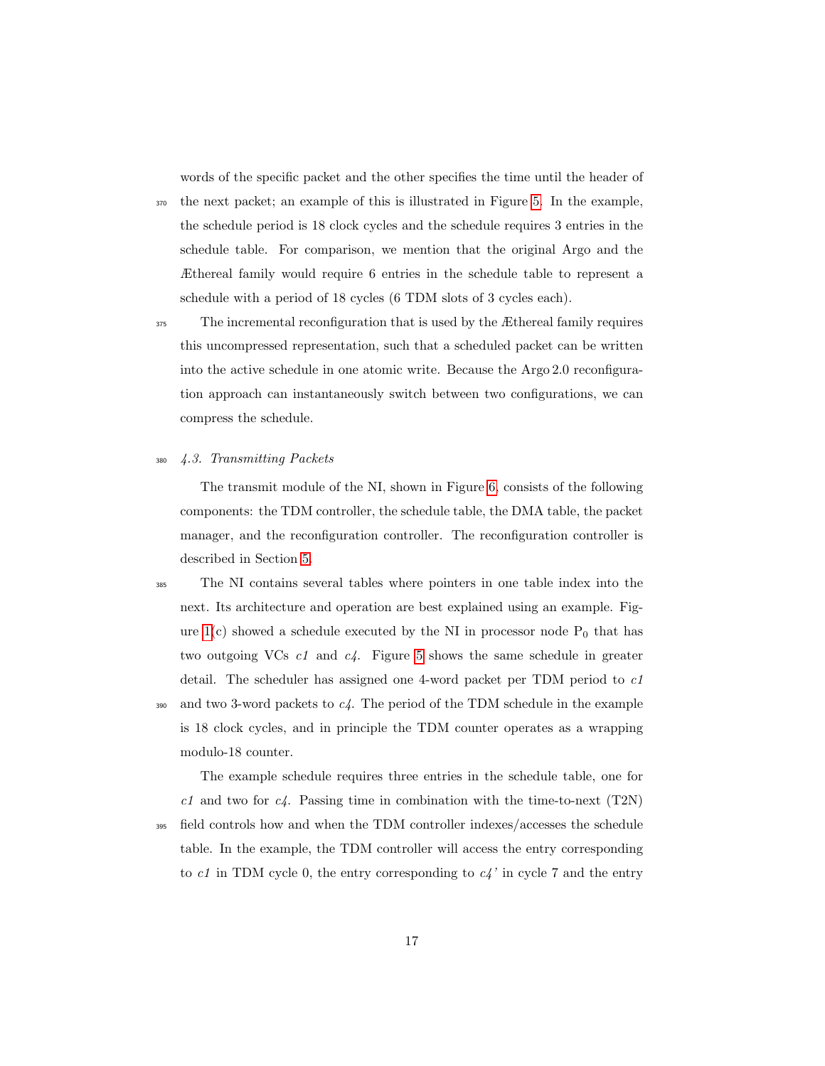words of the specific packet and the other specifies the time until the header of the next packet; an example of this is illustrated in Figure 5. In the example, the schedule period is 18 clock cycles and the schedule requires 3 entries in the schedule table. For comparison, we mention that the original Argo and the Æthereal family would require 6 entries in the schedule table to represent a schedule with a period of 18 cycles (6 TDM slots of 3 cycles each).

The incremental reconfiguration that is used by the Æthereal family requires this uncompressed representation, such that a scheduled packet can be written into the active schedule in one atomic write. Because the Argo 2.0 reconfiguration approach can instantaneously switch between two configurations, we can compress the schedule.

### *4.3. Transmitting Packets*

The transmit module of the NI, shown in Figure 6, consists of the following components: the TDM controller, the schedule table, the DMA table, the packet manager, and the reconfiguration controller. The reconfiguration controller is described in Section 5.

The NI contains several tables where pointers in one table index into the next. Its architecture and operation are best explained using an example. Figure 1(c) showed a schedule executed by the NI in processor node $P_0$ that has two outgoing VCs *c1* and *c4*. Figure 5 shows the same schedule in greater detail. The scheduler has assigned one 4-word packet per TDM period to *c1* and two 3-word packets to *c4*. The period of the TDM schedule in the example is 18 clock cycles, and in principle the TDM counter operates as a wrapping modulo-18 counter.

The example schedule requires three entries in the schedule table, one for *c1* and two for *c4*. Passing time in combination with the time-to-next (T2N) field controls how and when the TDM controller indexes/accesses the schedule table. In the example, the TDM controller will access the entry corresponding to *c1* in TDM cycle 0, the entry corresponding to *c4'* in cycle 7 and the entry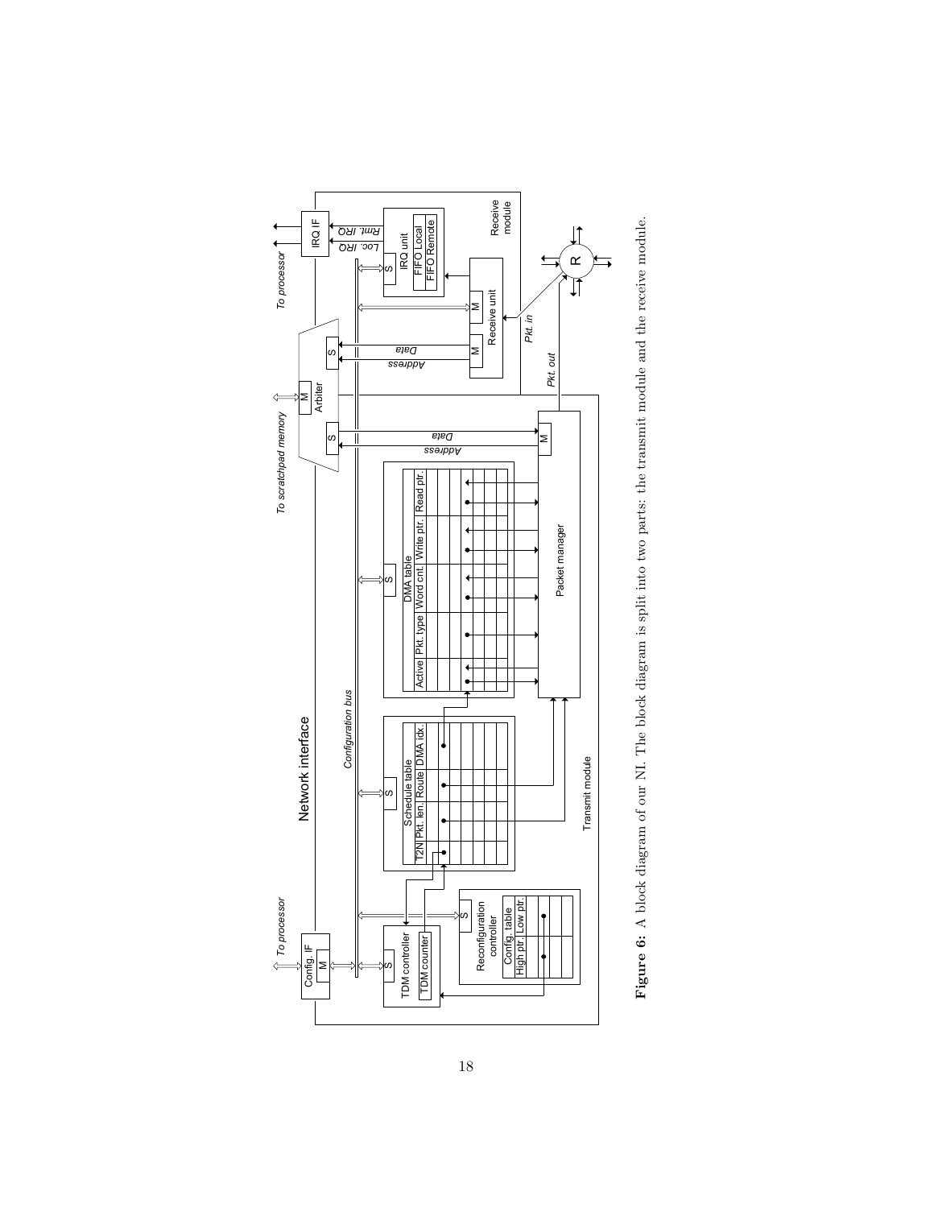**Figure 6:** A block diagram of our NI. The block diagram is split into two parts: the transmit module and the receive module.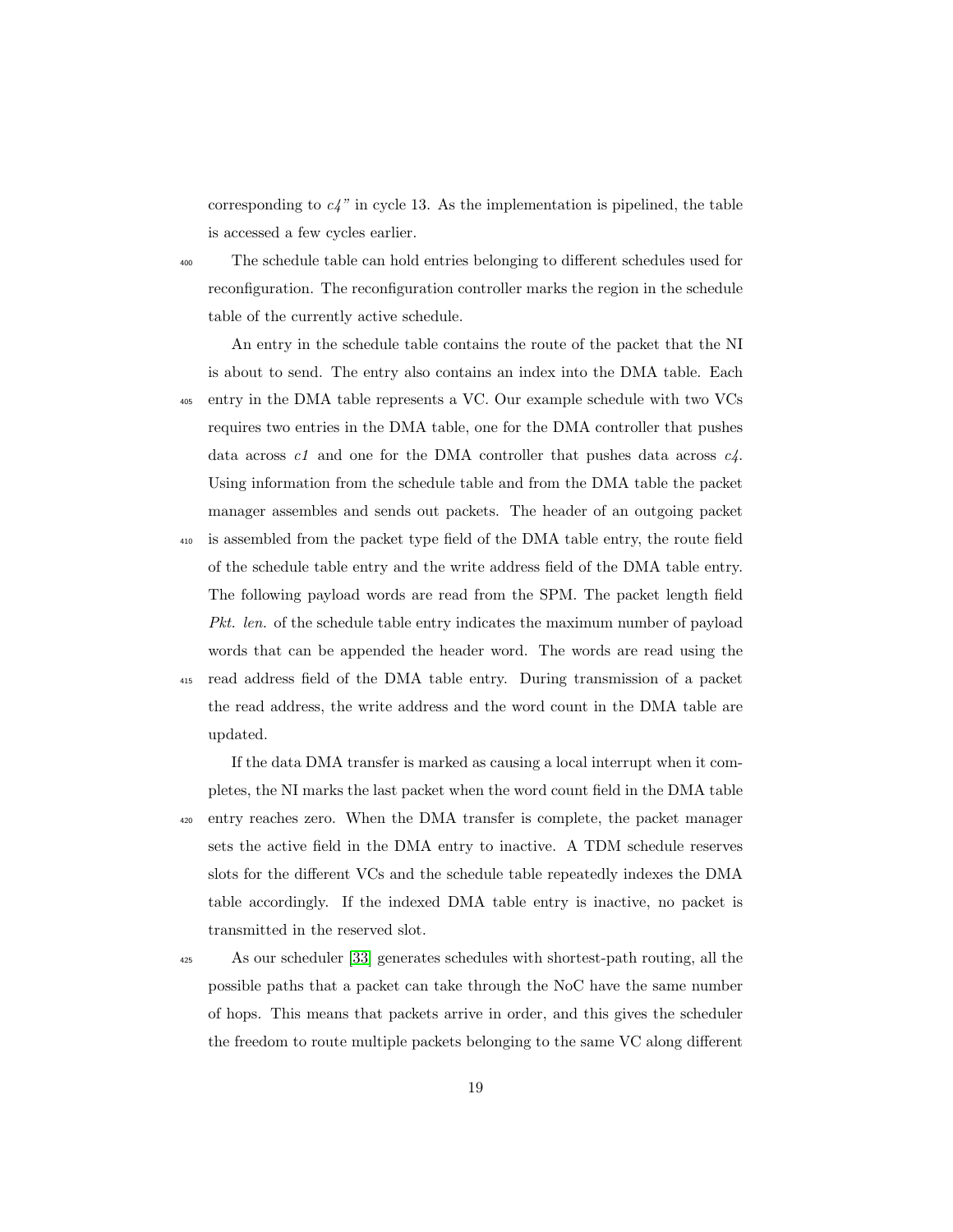corresponding to *c4"* in cycle 13. As the implementation is pipelined, the table is accessed a few cycles earlier.

The schedule table can hold entries belonging to different schedules used for reconfiguration. The reconfiguration controller marks the region in the schedule table of the currently active schedule.

An entry in the schedule table contains the route of the packet that the NI is about to send. The entry also contains an index into the DMA table. Each entry in the DMA table represents a VC. Our example schedule with two VCs requires two entries in the DMA table, one for the DMA controller that pushes data across *c1* and one for the DMA controller that pushes data across *c4*. Using information from the schedule table and from the DMA table the packet manager assembles and sends out packets. The header of an outgoing packet is assembled from the packet type field of the DMA table entry, the route field of the schedule table entry and the write address field of the DMA table entry. The following payload words are read from the SPM. The packet length field *Pkt. len.* of the schedule table entry indicates the maximum number of payload words that can be appended the header word. The words are read using the read address field of the DMA table entry. During transmission of a packet the read address, the write address and the word count in the DMA table are updated.

If the data DMA transfer is marked as causing a local interrupt when it completes, the NI marks the last packet when the word count field in the DMA table entry reaches zero. When the DMA transfer is complete, the packet manager sets the active field in the DMA entry to inactive. A TDM schedule reserves slots for the different VCs and the schedule table repeatedly indexes the DMA table accordingly. If the indexed DMA table entry is inactive, no packet is transmitted in the reserved slot.

As our scheduler [33] generates schedules with shortest-path routing, all the possible paths that a packet can take through the NoC have the same number of hops. This means that packets arrive in order, and this gives the scheduler the freedom to route multiple packets belonging to the same VC along different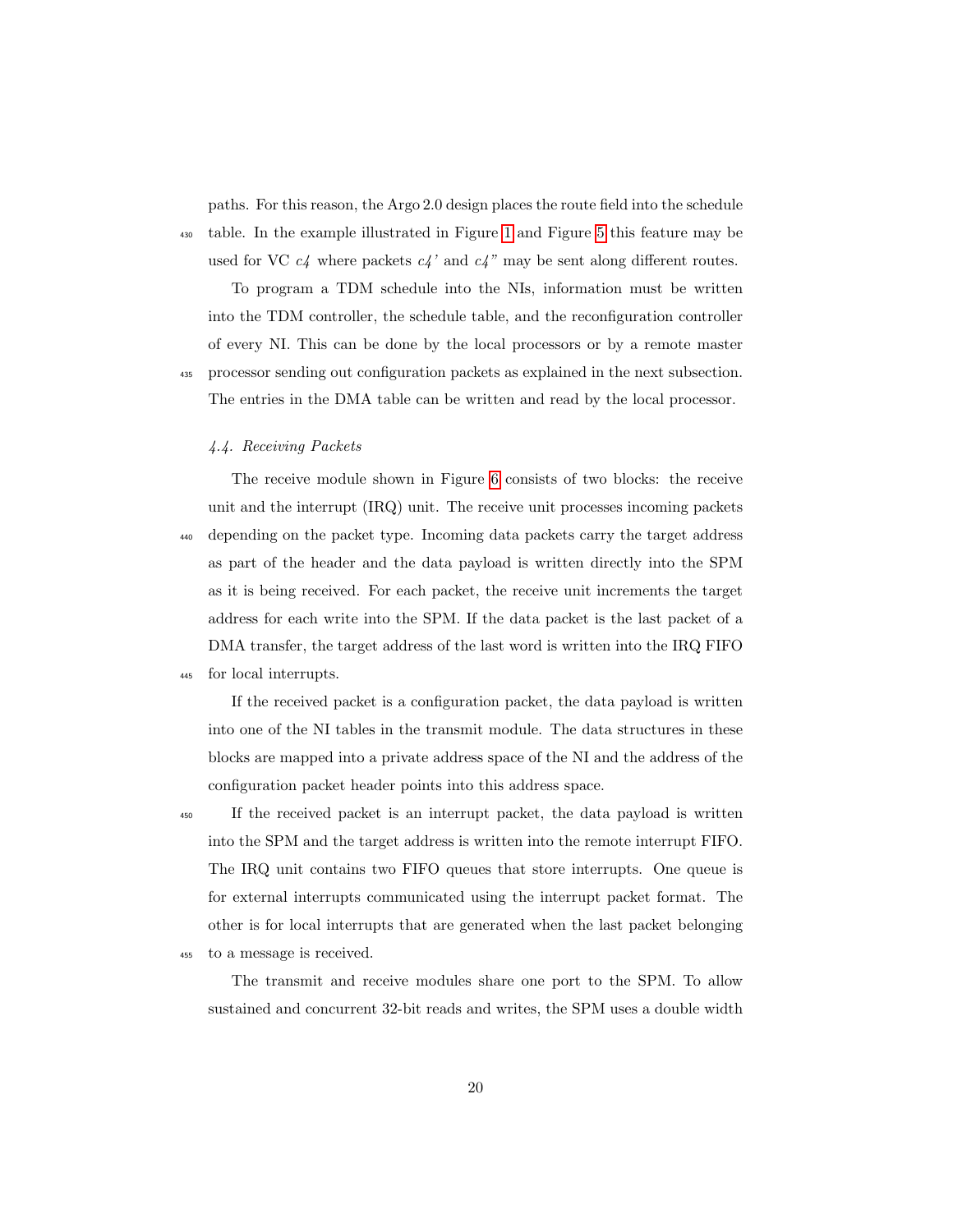paths. For this reason, the Argo 2.0 design places the route field into the schedule table. In the example illustrated in Figure 1 and Figure 5 this feature may be used for VC *c4* where packets *c4'* and *c4"* may be sent along different routes.

To program a TDM schedule into the NIs, information must be written into the TDM controller, the schedule table, and the reconfiguration controller of every NI. This can be done by the local processors or by a remote master processor sending out configuration packets as explained in the next subsection. The entries in the DMA table can be written and read by the local processor.

### *4.4. Receiving Packets*

The receive module shown in Figure 6 consists of two blocks: the receive unit and the interrupt (IRQ) unit. The receive unit processes incoming packets depending on the packet type. Incoming data packets carry the target address as part of the header and the data payload is written directly into the SPM as it is being received. For each packet, the receive unit increments the target address for each write into the SPM. If the data packet is the last packet of a DMA transfer, the target address of the last word is written into the IRQ FIFO for local interrupts.

If the received packet is a configuration packet, the data payload is written into one of the NI tables in the transmit module. The data structures in these blocks are mapped into a private address space of the NI and the address of the configuration packet header points into this address space.

If the received packet is an interrupt packet, the data payload is written into the SPM and the target address is written into the remote interrupt FIFO. The IRQ unit contains two FIFO queues that store interrupts. One queue is for external interrupts communicated using the interrupt packet format. The other is for local interrupts that are generated when the last packet belonging to a message is received.

The transmit and receive modules share one port to the SPM. To allow sustained and concurrent 32-bit reads and writes, the SPM uses a double width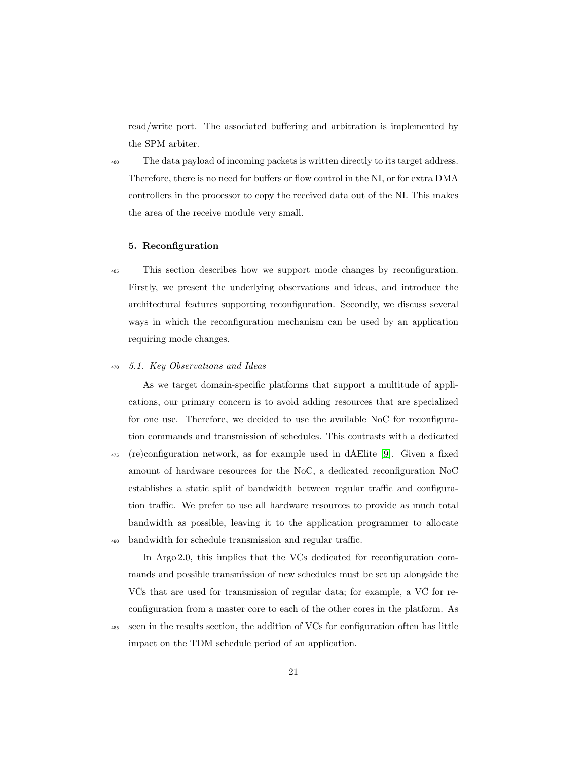read/write port. The associated buffering and arbitration is implemented by the SPM arbiter.

The data payload of incoming packets is written directly to its target address. Therefore, there is no need for buffers or flow control in the NI, or for extra DMA controllers in the processor to copy the received data out of the NI. This makes the area of the receive module very small.

## 5. Reconfiguration

This section describes how we support mode changes by reconfiguration. Firstly, we present the underlying observations and ideas, and introduce the architectural features supporting reconfiguration. Secondly, we discuss several ways in which the reconfiguration mechanism can be used by an application requiring mode changes.

### *5.1. Key Observations and Ideas*

As we target domain-specific platforms that support a multitude of applications, our primary concern is to avoid adding resources that are specialized for one use. Therefore, we decided to use the available NoC for reconfiguration commands and transmission of schedules. This contrasts with a dedicated (re)configuration network, as for example used in dAElite [9]. Given a fixed amount of hardware resources for the NoC, a dedicated reconfiguration NoC establishes a static split of bandwidth between regular traffic and configuration traffic. We prefer to use all hardware resources to provide as much total bandwidth as possible, leaving it to the application programmer to allocate bandwidth for schedule transmission and regular traffic.

In Argo 2.0, this implies that the VCs dedicated for reconfiguration commands and possible transmission of new schedules must be set up alongside the VCs that are used for transmission of regular data; for example, a VC for reconfiguration from a master core to each of the other cores in the platform. As seen in the results section, the addition of VCs for configuration often has little impact on the TDM schedule period of an application.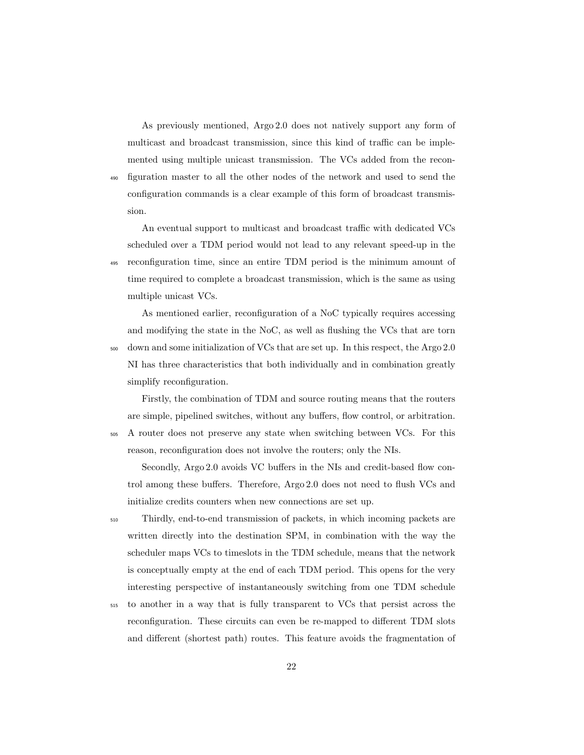As previously mentioned, Argo 2.0 does not natively support any form of multicast and broadcast transmission, since this kind of traffic can be implemented using multiple unicast transmission. The VCs added from the reconfiguration master to all the other nodes of the network and used to send the configuration commands is a clear example of this form of broadcast transmission.

An eventual support to multicast and broadcast traffic with dedicated VCs scheduled over a TDM period would not lead to any relevant speed-up in the reconfiguration time, since an entire TDM period is the minimum amount of time required to complete a broadcast transmission, which is the same as using multiple unicast VCs.

As mentioned earlier, reconfiguration of a NoC typically requires accessing and modifying the state in the NoC, as well as flushing the VCs that are torn down and some initialization of VCs that are set up. In this respect, the Argo 2.0 NI has three characteristics that both individually and in combination greatly simplify reconfiguration.

Firstly, the combination of TDM and source routing means that the routers are simple, pipelined switches, without any buffers, flow control, or arbitration. A router does not preserve any state when switching between VCs. For this reason, reconfiguration does not involve the routers; only the NIs.

Secondly, Argo 2.0 avoids VC buffers in the NIs and credit-based flow control among these buffers. Therefore, Argo 2.0 does not need to flush VCs and initialize credits counters when new connections are set up.

Thirdly, end-to-end transmission of packets, in which incoming packets are written directly into the destination SPM, in combination with the way the scheduler maps VCs to timeslots in the TDM schedule, means that the network is conceptually empty at the end of each TDM period. This opens for the very interesting perspective of instantaneously switching from one TDM schedule to another in a way that is fully transparent to VCs that persist across the reconfiguration. These circuits can even be re-mapped to different TDM slots and different (shortest path) routes. This feature avoids the fragmentation of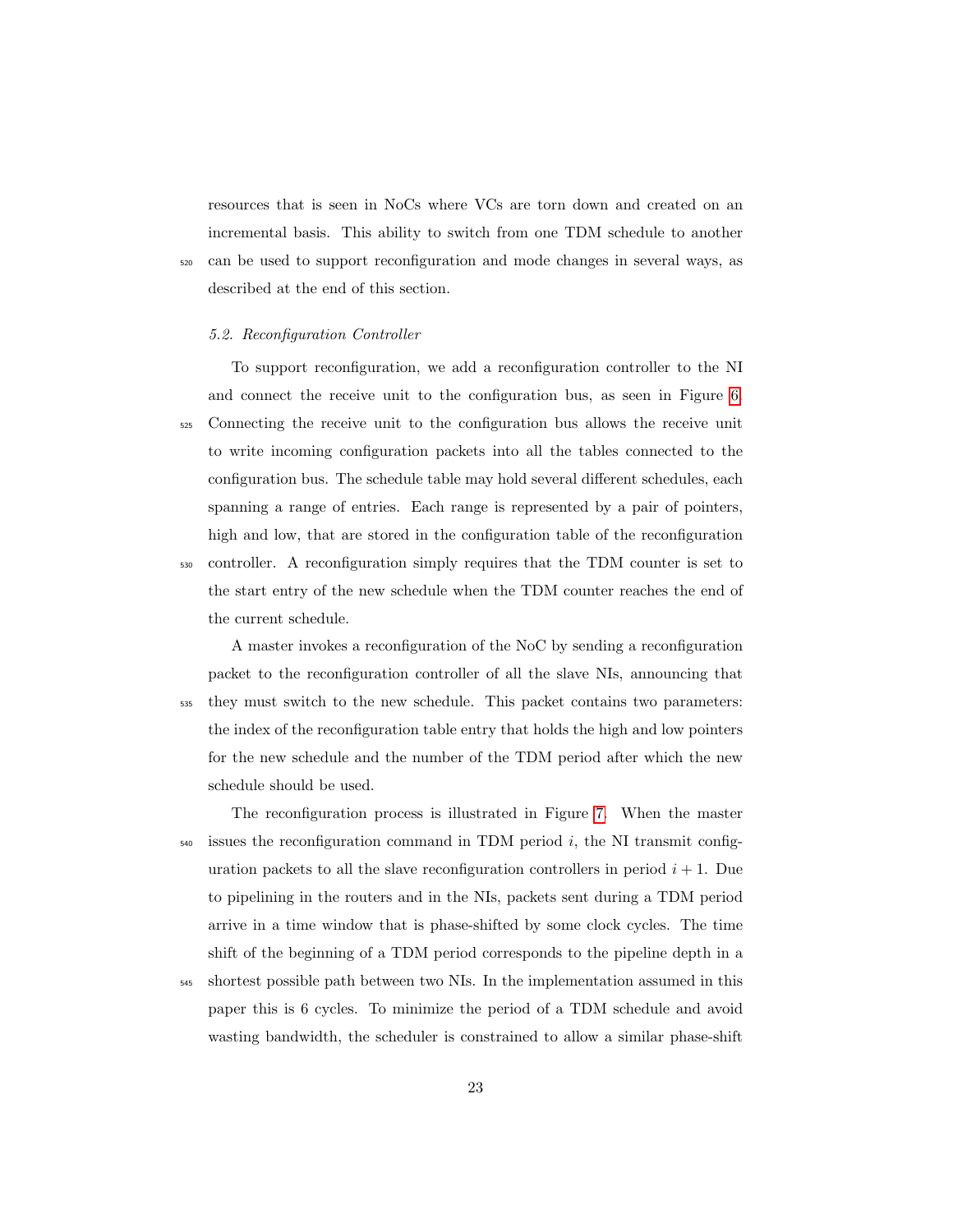resources that is seen in NoCs where VCs are torn down and created on an incremental basis. This ability to switch from one TDM schedule to another can be used to support reconfiguration and mode changes in several ways, as described at the end of this section.

### 5.2. Reconfiguration Controller

To support reconfiguration, we add a reconfiguration controller to the NI and connect the receive unit to the configuration bus, as seen in Figure 6. Connecting the receive unit to the configuration bus allows the receive unit to write incoming configuration packets into all the tables connected to the configuration bus. The schedule table may hold several different schedules, each spanning a range of entries. Each range is represented by a pair of pointers, high and low, that are stored in the configuration table of the reconfiguration controller. A reconfiguration simply requires that the TDM counter is set to the start entry of the new schedule when the TDM counter reaches the end of the current schedule.

A master invokes a reconfiguration of the NoC by sending a reconfiguration packet to the reconfiguration controller of all the slave NIs, announcing that they must switch to the new schedule. This packet contains two parameters: the index of the reconfiguration table entry that holds the high and low pointers for the new schedule and the number of the TDM period after which the new schedule should be used.

The reconfiguration process is illustrated in Figure 7. When the master issues the reconfiguration command in TDM period $i$, the NI transmit configuration packets to all the slave reconfiguration controllers in period $i + 1$. Due to pipelining in the routers and in the NIs, packets sent during a TDM period arrive in a time window that is phase-shifted by some clock cycles. The time shift of the beginning of a TDM period corresponds to the pipeline depth in a shortest possible path between two NIs. In the implementation assumed in this paper this is 6 cycles. To minimize the period of a TDM schedule and avoid wasting bandwidth, the scheduler is constrained to allow a similar phase-shift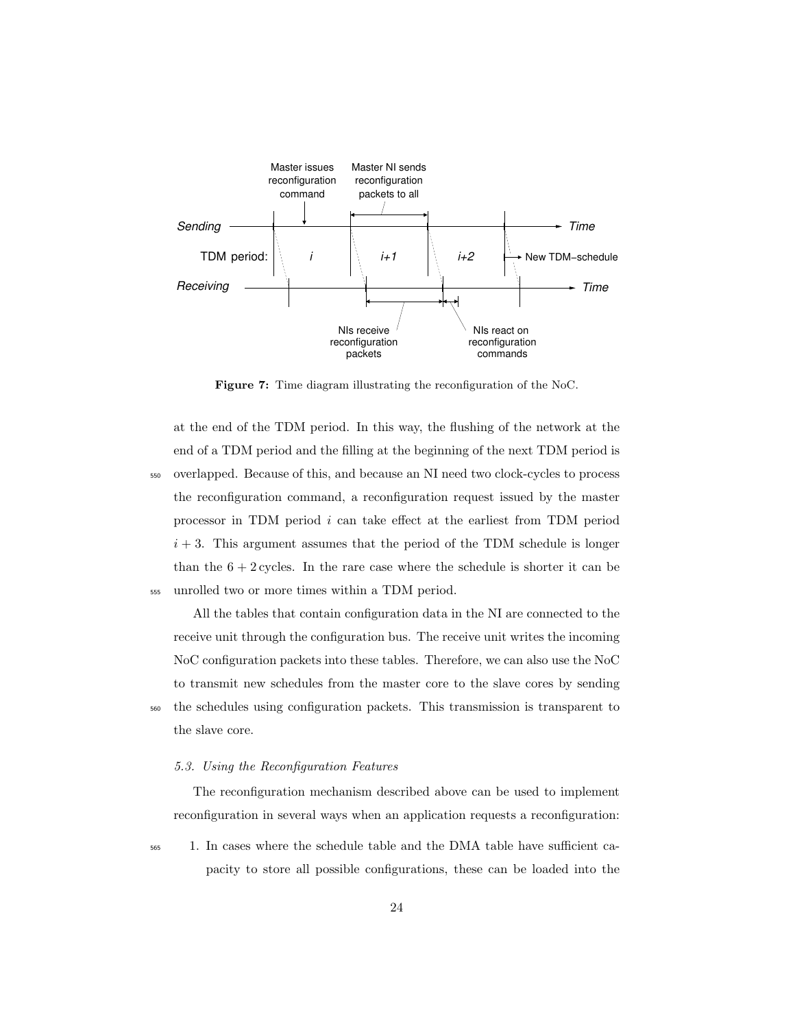**Figure 7:** Time diagram illustrating the reconfiguration of the NoC.

at the end of the TDM period. In this way, the flushing of the network at the end of a TDM period and the filling at the beginning of the next TDM period is overlapped. Because of this, and because an NI need two clock-cycles to process the reconfiguration command, a reconfiguration request issued by the master processor in TDM period $i$ can take effect at the earliest from TDM period $i + 3$. This argument assumes that the period of the TDM schedule is longer than the $6 + 2$ cycles. In the rare case where the schedule is shorter it can be unrolled two or more times within a TDM period.

All the tables that contain configuration data in the NI are connected to the receive unit through the configuration bus. The receive unit writes the incoming NoC configuration packets into these tables. Therefore, we can also use the NoC to transmit new schedules from the master core to the slave cores by sending the schedules using configuration packets. This transmission is transparent to the slave core.

### *5.3. Using the Reconfiguration Features*

The reconfiguration mechanism described above can be used to implement reconfiguration in several ways when an application requests a reconfiguration:

1. In cases where the schedule table and the DMA table have sufficient capacity to store all possible configurations, these can be loaded into the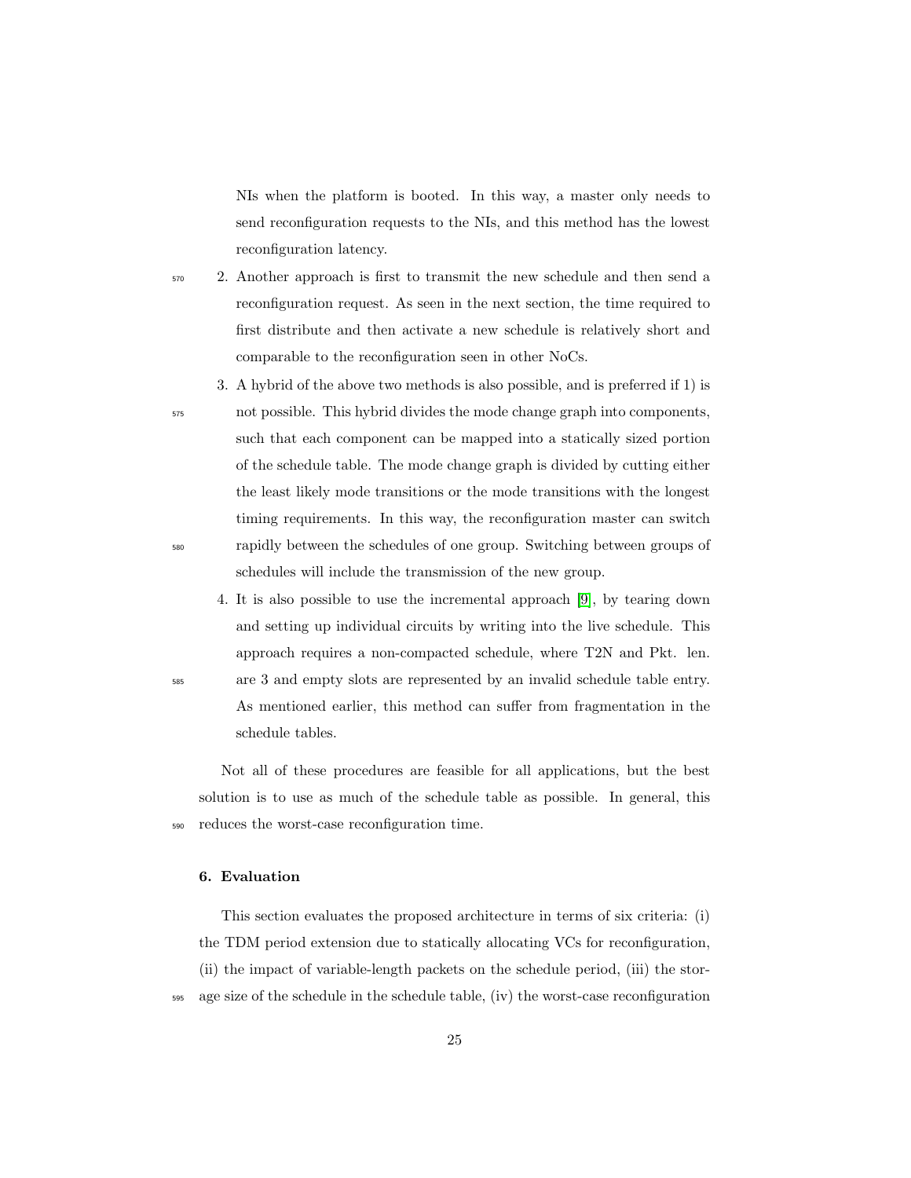NIs when the platform is booted. In this way, a master only needs to send reconfiguration requests to the NIs, and this method has the lowest reconfiguration latency.

2. Another approach is first to transmit the new schedule and then send a reconfiguration request. As seen in the next section, the time required to first distribute and then activate a new schedule is relatively short and comparable to the reconfiguration seen in other NoCs.
3. A hybrid of the above two methods is also possible, and is preferred if 1) is not possible. This hybrid divides the mode change graph into components, such that each component can be mapped into a statically sized portion of the schedule table. The mode change graph is divided by cutting either the least likely mode transitions or the mode transitions with the longest timing requirements. In this way, the reconfiguration master can switch rapidly between the schedules of one group. Switching between groups of schedules will include the transmission of the new group.
4. It is also possible to use the incremental approach [9], by tearing down and setting up individual circuits by writing into the live schedule. This approach requires a non-compacted schedule, where T2N and Pkt. len. are 3 and empty slots are represented by an invalid schedule table entry. As mentioned earlier, this method can suffer from fragmentation in the schedule tables.

Not all of these procedures are feasible for all applications, but the best solution is to use as much of the schedule table as possible. In general, this reduces the worst-case reconfiguration time.

## 6. Evaluation

This section evaluates the proposed architecture in terms of six criteria: (i) the TDM period extension due to statically allocating VCs for reconfiguration, (ii) the impact of variable-length packets on the schedule period, (iii) the storage size of the schedule in the schedule table, (iv) the worst-case reconfiguration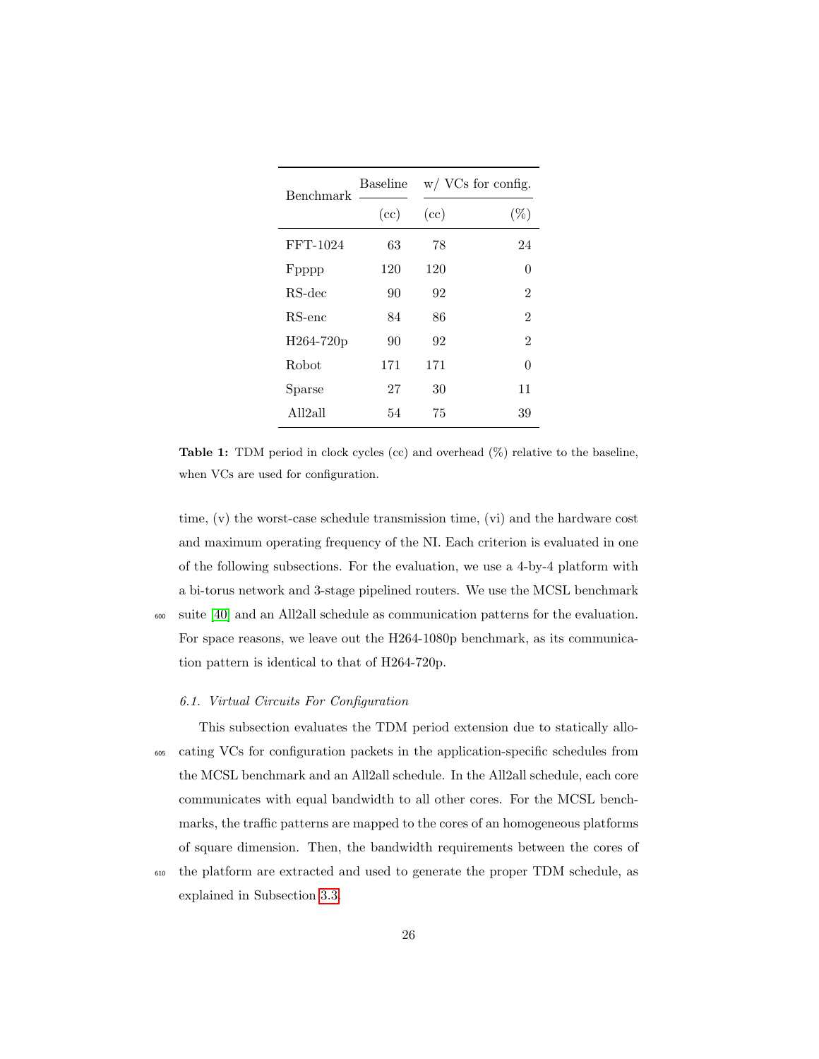| Benchmark | Baseline | w/ VCs for config. | |
|---|---|---|---|
| | (cc) | (cc) | (%) |
| FFT-1024 | 63 | 78 | 24 |
| Fpppp | 120 | 120 | 0 |
| RS-dec | 90 | 92 | 2 |
| RS-enc | 84 | 86 | 2 |
| H264-720p | 90 | 92 | 2 |
| Robot | 171 | 171 | 0 |
| Sparse | 27 | 30 | 11 |
| All2all | 54 | 75 | 39 |

**Table 1:** TDM period in clock cycles (cc) and overhead (%) relative to the baseline, when VCs are used for configuration.

time, (v) the worst-case schedule transmission time, (vi) and the hardware cost and maximum operating frequency of the NI. Each criterion is evaluated in one of the following subsections. For the evaluation, we use a 4-by-4 platform with a bi-torus network and 3-stage pipelined routers. We use the MCSL benchmark suite [40] and an All2all schedule as communication patterns for the evaluation. For space reasons, we leave out the H264-1080p benchmark, as its communication pattern is identical to that of H264-720p.

### 6.1. Virtual Circuits For Configuration

This subsection evaluates the TDM period extension due to statically allocating VCs for configuration packets in the application-specific schedules from the MCSL benchmark and an All2all schedule. In the All2all schedule, each core communicates with equal bandwidth to all other cores. For the MCSL benchmarks, the traffic patterns are mapped to the cores of an homogeneous platforms of square dimension. Then, the bandwidth requirements between the cores of the platform are extracted and used to generate the proper TDM schedule, as explained in Subsection 3.3.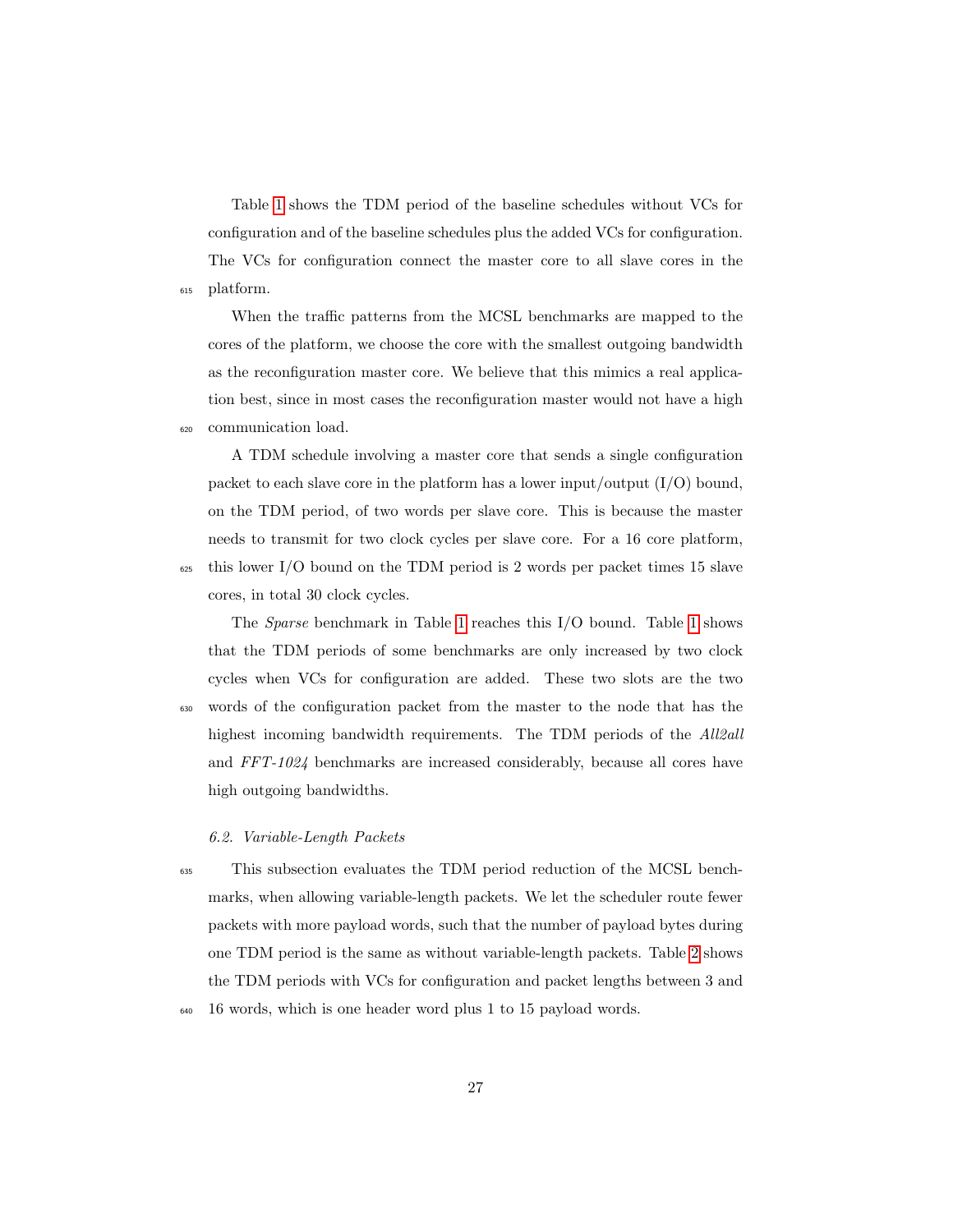Table 1 shows the TDM period of the baseline schedules without VCs for configuration and of the baseline schedules plus the added VCs for configuration. The VCs for configuration connect the master core to all slave cores in the platform.

When the traffic patterns from the MCSL benchmarks are mapped to the cores of the platform, we choose the core with the smallest outgoing bandwidth as the reconfiguration master core. We believe that this mimics a real application best, since in most cases the reconfiguration master would not have a high communication load.

A TDM schedule involving a master core that sends a single configuration packet to each slave core in the platform has a lower input/output (I/O) bound, on the TDM period, of two words per slave core. This is because the master needs to transmit for two clock cycles per slave core. For a 16 core platform, this lower I/O bound on the TDM period is 2 words per packet times 15 slave cores, in total 30 clock cycles.

The *Sparse* benchmark in Table 1 reaches this I/O bound. Table 1 shows that the TDM periods of some benchmarks are only increased by two clock cycles when VCs for configuration are added. These two slots are the two words of the configuration packet from the master to the node that has the highest incoming bandwidth requirements. The TDM periods of the *All2all* and *FFT-1024* benchmarks are increased considerably, because all cores have high outgoing bandwidths.

### *6.2. Variable-Length Packets*

This subsection evaluates the TDM period reduction of the MCSL benchmarks, when allowing variable-length packets. We let the scheduler route fewer packets with more payload words, such that the number of payload bytes during one TDM period is the same as without variable-length packets. Table 2 shows the TDM periods with VCs for configuration and packet lengths between 3 and 16 words, which is one header word plus 1 to 15 payload words.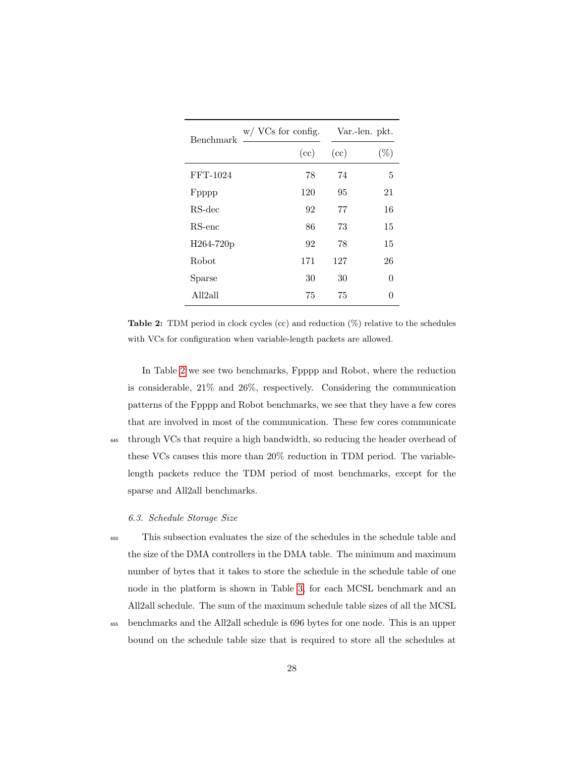| Benchmark | w/ VCs for config. | Var.-len. pkt. | |
|---|---|---|---|
| | (cc) | (cc) | (%) |
| FFT-1024 | 78 | 74 | 5 |
| Fpppp | 120 | 95 | 21 |
| RS-dec | 92 | 77 | 16 |
| RS-enc | 86 | 73 | 15 |
| H264-720p | 92 | 78 | 15 |
| Robot | 171 | 127 | 26 |
| Sparse | 30 | 30 | 0 |
| All2all | 75 | 75 | 0 |

**Table 2:** TDM period in clock cycles (cc) and reduction (%) relative to the schedules with VCs for configuration when variable-length packets are allowed.

In Table 2 we see two benchmarks, Fpppp and Robot, where the reduction is considerable, 21% and 26%, respectively. Considering the communication patterns of the Fpppp and Robot benchmarks, we see that they have a few cores that are involved in most of the communication. These few cores communicate through VCs that require a high bandwidth, so reducing the header overhead of these VCs causes this more than 20% reduction in TDM period. The variable-length packets reduce the TDM period of most benchmarks, except for the sparse and All2all benchmarks.

### *6.3. Schedule Storage Size*

This subsection evaluates the size of the schedules in the schedule table and the size of the DMA controllers in the DMA table. The minimum and maximum number of bytes that it takes to store the schedule in the schedule table of one node in the platform is shown in Table 3, for each MCSL benchmark and an All2all schedule. The sum of the maximum schedule table sizes of all the MCSL benchmarks and the All2all schedule is 696 bytes for one node. This is an upper bound on the schedule table size that is required to store all the schedules at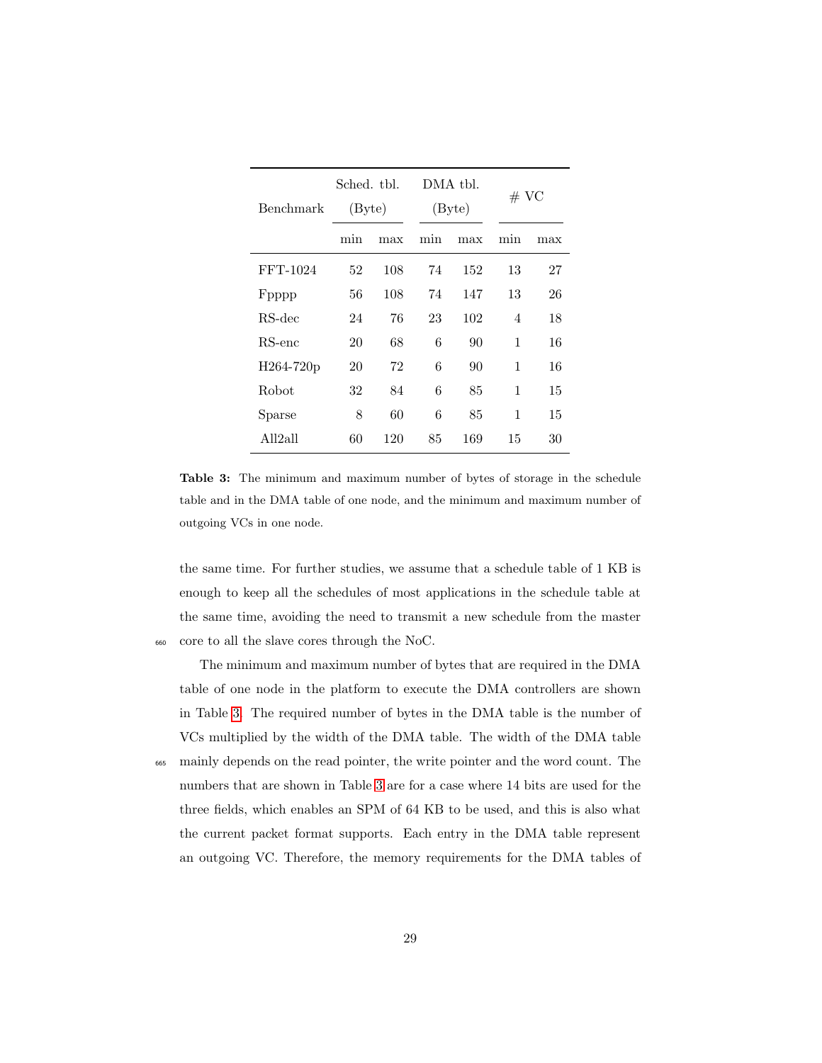| Benchmark | Sched. tbl. (Byte) | | DMA tbl. (Byte) | | # VC | |
|---|---|---|---|---|---|---|
| | min | max | min | max | min | max |
| FFT-1024 | 52 | 108 | 74 | 152 | 13 | 27 |
| Fpppp | 56 | 108 | 74 | 147 | 13 | 26 |
| RS-dec | 24 | 76 | 23 | 102 | 4 | 18 |
| RS-enc | 20 | 68 | 6 | 90 | 1 | 16 |
| H264-720p | 20 | 72 | 6 | 90 | 1 | 16 |
| Robot | 32 | 84 | 6 | 85 | 1 | 15 |
| Sparse | 8 | 60 | 6 | 85 | 1 | 15 |
| All2all | 60 | 120 | 85 | 169 | 15 | 30 |

**Table 3:** The minimum and maximum number of bytes of storage in the schedule table and in the DMA table of one node, and the minimum and maximum number of outgoing VCs in one node.

the same time. For further studies, we assume that a schedule table of 1 KB is enough to keep all the schedules of most applications in the schedule table at the same time, avoiding the need to transmit a new schedule from the master core to all the slave cores through the NoC.

The minimum and maximum number of bytes that are required in the DMA table of one node in the platform to execute the DMA controllers are shown in Table 3. The required number of bytes in the DMA table is the number of VCs multiplied by the width of the DMA table. The width of the DMA table mainly depends on the read pointer, the write pointer and the word count. The numbers that are shown in Table 3 are for a case where 14 bits are used for the three fields, which enables an SPM of 64 KB to be used, and this is also what the current packet format supports. Each entry in the DMA table represent an outgoing VC. Therefore, the memory requirements for the DMA tables of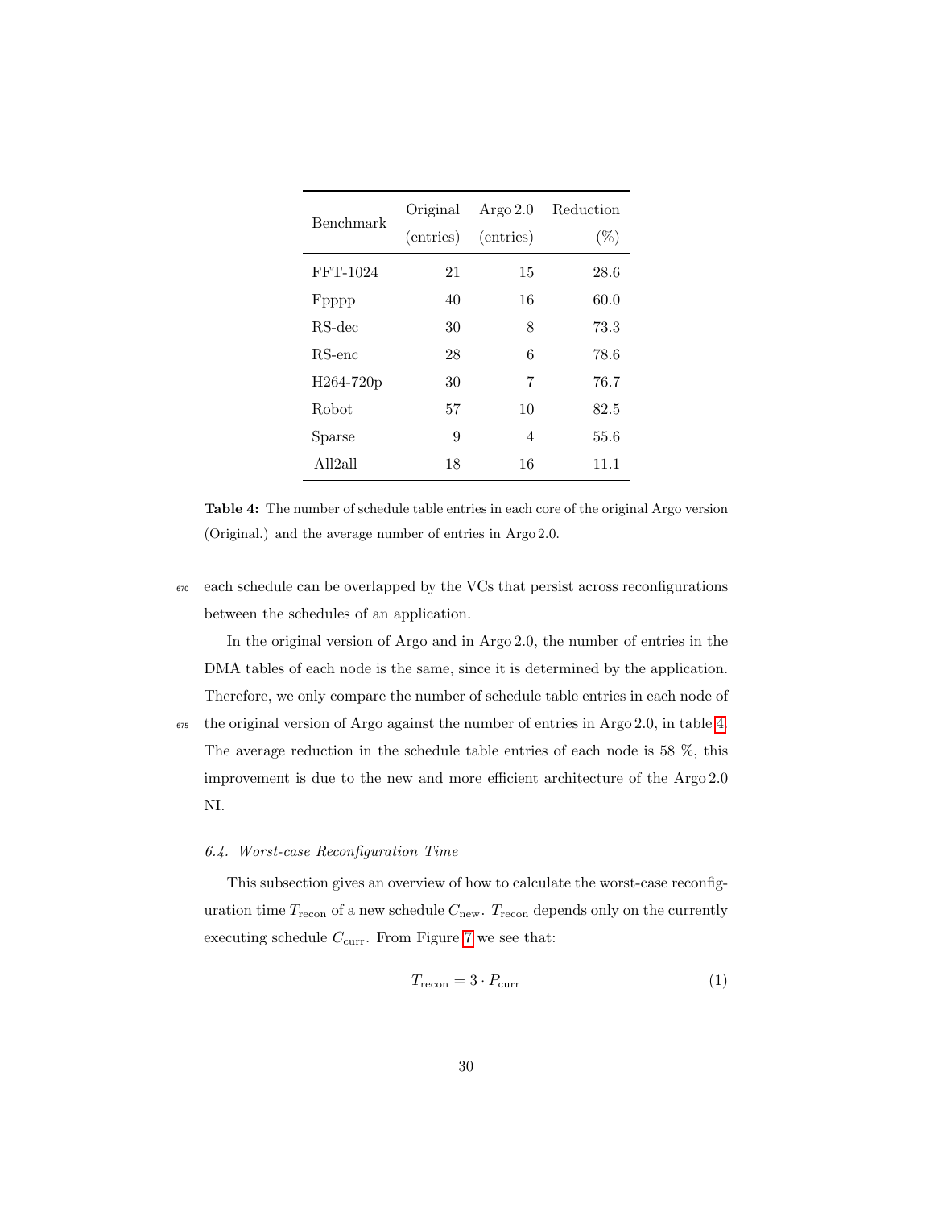| Benchmark | Original (entries) | Argo 2.0 (entries) | Reduction (%) |
|---|---|---|---|
| FFT-1024 | 21 | 15 | 28.6 |
| Fpppp | 40 | 16 | 60.0 |
| RS-dec | 30 | 8 | 73.3 |
| RS-enc | 28 | 6 | 78.6 |
| H264-720p | 30 | 7 | 76.7 |
| Robot | 57 | 10 | 82.5 |
| Sparse | 9 | 4 | 55.6 |
| All2all | 18 | 16 | 11.1 |

**Table 4:** The number of schedule table entries in each core of the original Argo version (Original.) and the average number of entries in Argo 2.0.

each schedule can be overlapped by the VCs that persist across reconfigurations between the schedules of an application.

In the original version of Argo and in Argo 2.0, the number of entries in the DMA tables of each node is the same, since it is determined by the application. Therefore, we only compare the number of schedule table entries in each node of the original version of Argo against the number of entries in Argo 2.0, in table 4. The average reduction in the schedule table entries of each node is 58 %, this improvement is due to the new and more efficient architecture of the Argo 2.0 NI.

### *6.4. Worst-case Reconfiguration Time*

This subsection gives an overview of how to calculate the worst-case reconfiguration time $T_{\text{recon}}$ of a new schedule $C_{\text{new}}$. $T_{\text{recon}}$ depends only on the currently executing schedule $C_{\text{curr}}$. From Figure 7 we see that:

$$T_{\text{recon}} = 3 \cdot P_{\text{curr}} \tag{1}$$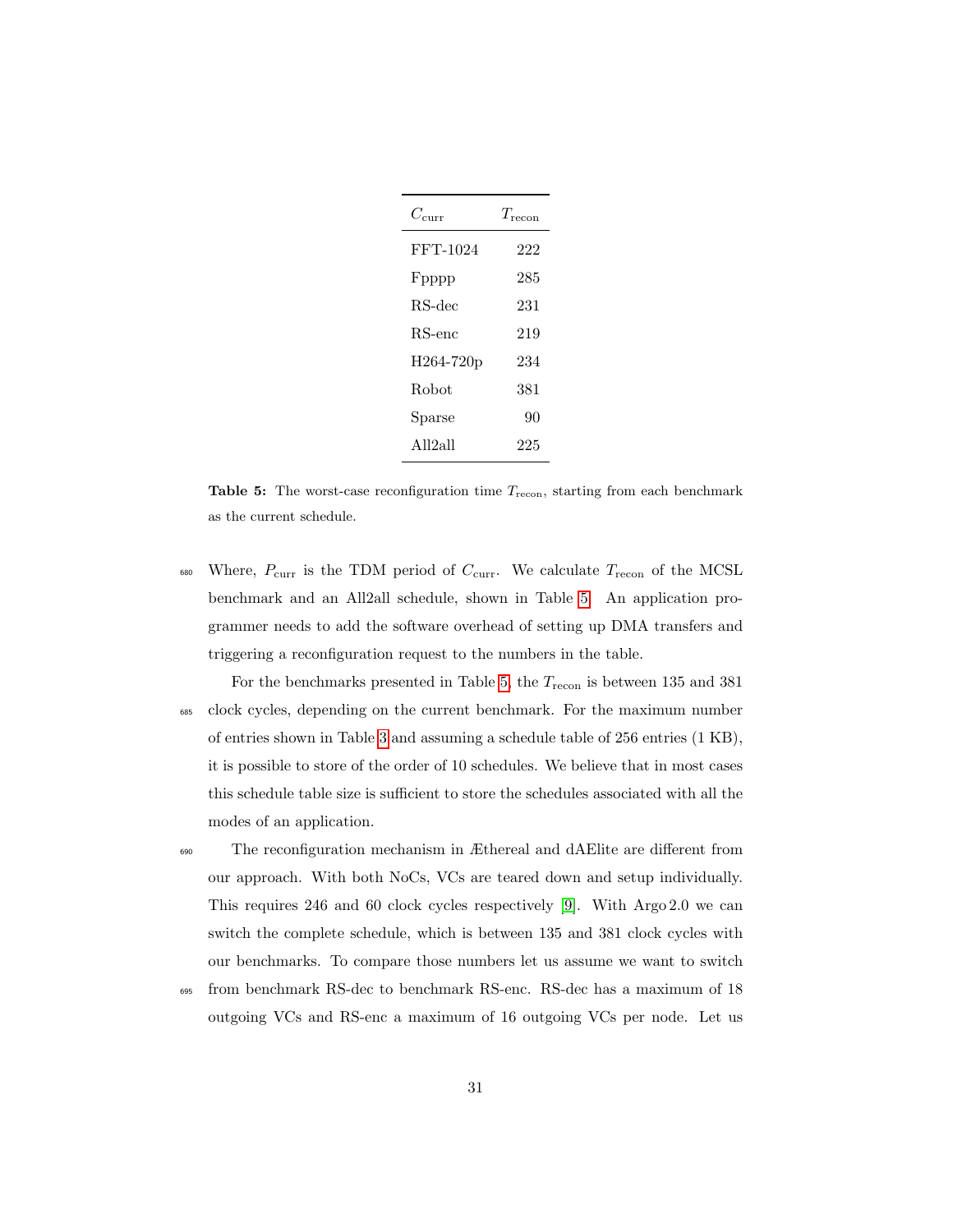| $C_{\text{curr}}$ | $T_{\text{recon}}$ |
|---|---|
| FFT-1024 | 222 |
| Fpppp | 285 |
| RS-dec | 231 |
| RS-enc | 219 |
| H264-720p | 234 |
| Robot | 381 |
| Sparse | 90 |
| All2all | 225 |

**Table 5:** The worst-case reconfiguration time $T_{\text{recon}}$, starting from each benchmark as the current schedule.

Where, $P_{\text{curr}}$ is the TDM period of $C_{\text{curr}}$. We calculate $T_{\text{recon}}$ of the MCSL benchmark and an All2all schedule, shown in Table 5. An application programmer needs to add the software overhead of setting up DMA transfers and triggering a reconfiguration request to the numbers in the table.

For the benchmarks presented in Table 5, the $T_{\text{recon}}$ is between 135 and 381 clock cycles, depending on the current benchmark. For the maximum number of entries shown in Table 3 and assuming a schedule table of 256 entries (1 KB), it is possible to store of the order of 10 schedules. We believe that in most cases this schedule table size is sufficient to store the schedules associated with all the modes of an application.

The reconfiguration mechanism in Æthereal and dAElite are different from our approach. With both NoCs, VCs are teared down and setup individually. This requires 246 and 60 clock cycles respectively [9]. With Argo 2.0 we can switch the complete schedule, which is between 135 and 381 clock cycles with our benchmarks. To compare those numbers let us assume we want to switch from benchmark RS-dec to benchmark RS-enc. RS-dec has a maximum of 18 outgoing VCs and RS-enc a maximum of 16 outgoing VCs per node. Let us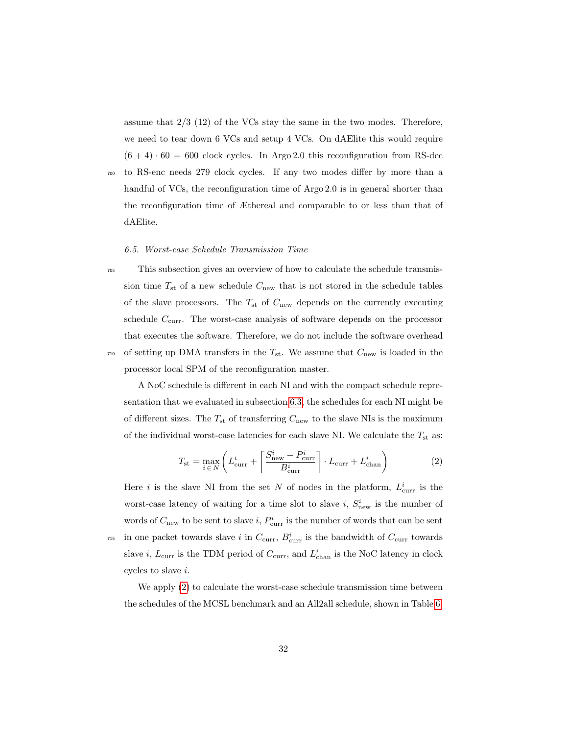assume that 2/3 (12) of the VCs stay the same in the two modes. Therefore, we need to tear down 6 VCs and setup 4 VCs. On dAElite this would require $(6 + 4) \cdot 60 = 600$ clock cycles. In Argo 2.0 this reconfiguration from RS-dec to RS-enc needs 279 clock cycles. If any two modes differ by more than a handful of VCs, the reconfiguration time of Argo 2.0 is in general shorter than the reconfiguration time of Æthereal and comparable to or less than that of dAElite.

### *6.5. Worst-case Schedule Transmission Time*

This subsection gives an overview of how to calculate the schedule transmission time $T_{\text{st}}$ of a new schedule $C_{\text{new}}$ that is not stored in the schedule tables of the slave processors. The $T_{\text{st}}$ of $C_{\text{new}}$ depends on the currently executing schedule $C_{\text{curr}}$. The worst-case analysis of software depends on the processor that executes the software. Therefore, we do not include the software overhead of setting up DMA transfers in the $T_{\text{st}}$. We assume that $C_{\text{new}}$ is loaded in the processor local SPM of the reconfiguration master.

A NoC schedule is different in each NI and with the compact schedule representation that we evaluated in subsection 6.3, the schedules for each NI might be of different sizes. The $T_{\text{st}}$ of transferring $C_{\text{new}}$ to the slave NIs is the maximum of the individual worst-case latencies for each slave NI. We calculate the $T_{\text{st}}$ as:

$$T_{\text{st}} = \max_{i \in N} \left( L^{i}_{\text{curr}} + \left\lceil \frac{S^{i}_{\text{new}} - P^{i}_{\text{curr}}}{B^{i}_{\text{curr}}} \right\rceil \cdot L_{\text{curr}} + L^{i}_{\text{chan}} \right) \quad (2)$$

Here $i$ is the slave NI from the set $N$ of nodes in the platform, $L^{i}_{\text{curr}}$ is the worst-case latency of waiting for a time slot to slave $i$, $S^{i}_{\text{new}}$ is the number of words of $C_{\text{new}}$ to be sent to slave $i$, $P^{i}_{\text{curr}}$ is the number of words that can be sent in one packet towards slave $i$ in $C_{\text{curr}}$, $B^{i}_{\text{curr}}$ is the bandwidth of $C_{\text{curr}}$ towards slave $i$, $L_{\text{curr}}$ is the TDM period of $C_{\text{curr}}$, and $L^{i}_{\text{chan}}$ is the NoC latency in clock cycles to slave $i$.

We apply (2) to calculate the worst-case schedule transmission time between the schedules of the MCSL benchmark and an All2all schedule, shown in Table 6.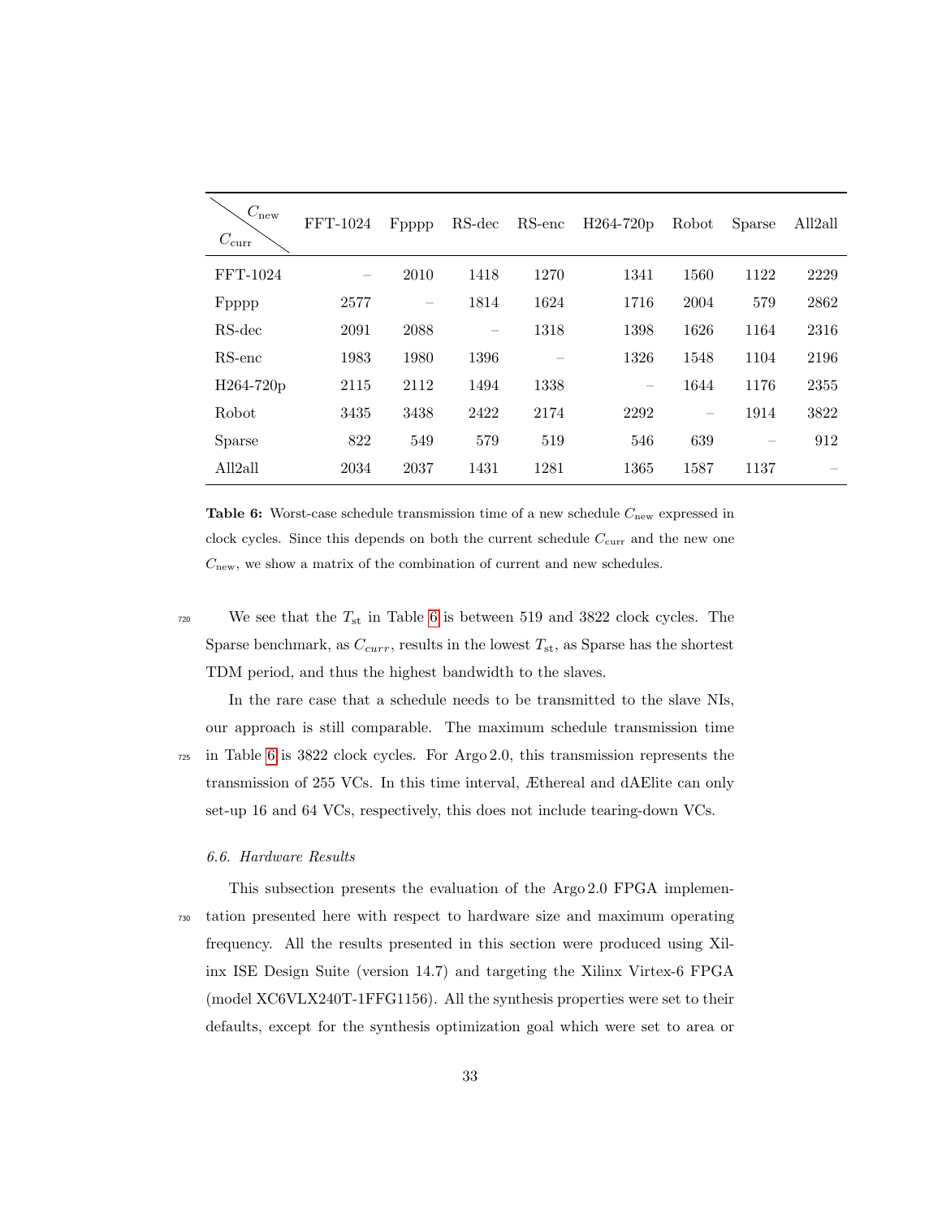| $C_{\text{curr}}$ \ $C_{\text{new}}$ | FFT-1024 | Fpppp | RS-dec | RS-enc | H264-720p | Robot | Sparse | All2all |
|---|---|---|---|---|---|---|---|---|
| FFT-1024 | – | 2010 | 1418 | 1270 | 1341 | 1560 | 1122 | 2229 |
| Fpppp | 2577 | – | 1814 | 1624 | 1716 | 2004 | 579 | 2862 |
| RS-dec | 2091 | 2088 | – | 1318 | 1398 | 1626 | 1164 | 2316 |
| RS-enc | 1983 | 1980 | 1396 | – | 1326 | 1548 | 1104 | 2196 |
| H264-720p | 2115 | 2112 | 1494 | 1338 | – | 1644 | 1176 | 2355 |
| Robot | 3435 | 3438 | 2422 | 2174 | 2292 | – | 1914 | 3822 |
| Sparse | 822 | 549 | 579 | 519 | 546 | 639 | – | 912 |
| All2all | 2034 | 2037 | 1431 | 1281 | 1365 | 1587 | 1137 | – |

**Table 6:** Worst-case schedule transmission time of a new schedule $C_{\text{new}}$ expressed in clock cycles. Since this depends on both the current schedule $C_{\text{curr}}$ and the new one $C_{\text{new}}$, we show a matrix of the combination of current and new schedules.

We see that the $T_{\text{st}}$ in Table 6 is between 519 and 3822 clock cycles. The Sparse benchmark, as $C_{curr}$, results in the lowest $T_{\text{st}}$, as Sparse has the shortest TDM period, and thus the highest bandwidth to the slaves.

In the rare case that a schedule needs to be transmitted to the slave NIs, our approach is still comparable. The maximum schedule transmission time in Table 6 is 3822 clock cycles. For Argo 2.0, this transmission represents the transmission of 255 VCs. In this time interval, Æthereal and dAElite can only set-up 16 and 64 VCs, respectively, this does not include tearing-down VCs.

### 6.6. Hardware Results

This subsection presents the evaluation of the Argo 2.0 FPGA implementation presented here with respect to hardware size and maximum operating frequency. All the results presented in this section were produced using Xilinx ISE Design Suite (version 14.7) and targeting the Xilinx Virtex-6 FPGA (model XC6VLX240T-1FFG1156). All the synthesis properties were set to their defaults, except for the synthesis optimization goal which were set to area or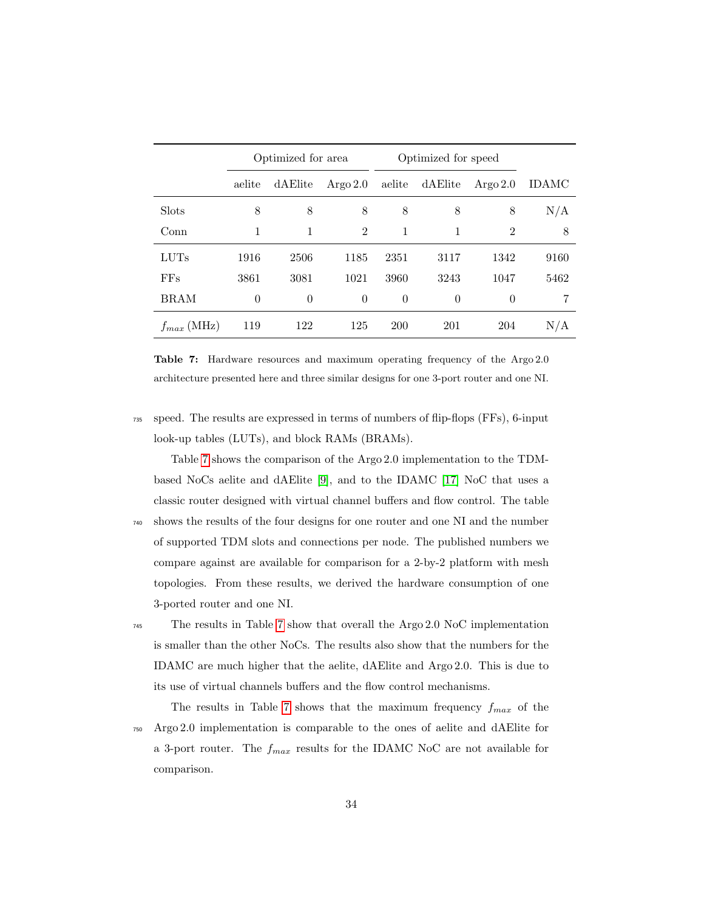| | Optimized for area | | | Optimized for speed | | | |
|---|---|---|---|---|---|---|---|
| | aelite | dAElite | Argo 2.0 | aelite | dAElite | Argo 2.0 | IDAMC |
| Slots | 8 | 8 | 8 | 8 | 8 | 8 | N/A |
| Conn | 1 | 1 | 2 | 1 | 1 | 2 | 8 |
| LUTs | 1916 | 2506 | 1185 | 2351 | 3117 | 1342 | 9160 |
| FFs | 3861 | 3081 | 1021 | 3960 | 3243 | 1047 | 5462 |
| BRAM | 0 | 0 | 0 | 0 | 0 | 0 | 7 |
| $f_{max}$ (MHz) | 119 | 122 | 125 | 200 | 201 | 204 | N/A |

**Table 7:** Hardware resources and maximum operating frequency of the Argo 2.0 architecture presented here and three similar designs for one 3-port router and one NI.

speed. The results are expressed in terms of numbers of flip-flops (FFs), 6-input look-up tables (LUTs), and block RAMs (BRAMs).

Table 7 shows the comparison of the Argo 2.0 implementation to the TDM-based NoCs aelite and dAElite [9], and to the IDAMC [17] NoC that uses a classic router designed with virtual channel buffers and flow control. The table shows the results of the four designs for one router and one NI and the number of supported TDM slots and connections per node. The published numbers we compare against are available for comparison for a 2-by-2 platform with mesh topologies. From these results, we derived the hardware consumption of one 3-ported router and one NI.

The results in Table 7 show that overall the Argo 2.0 NoC implementation is smaller than the other NoCs. The results also show that the numbers for the IDAMC are much higher that the aelite, dAElite and Argo 2.0. This is due to its use of virtual channels buffers and the flow control mechanisms.

The results in Table 7 shows that the maximum frequency $f_{max}$ of the Argo 2.0 implementation is comparable to the ones of aelite and dAElite for a 3-port router. The $f_{max}$ results for the IDAMC NoC are not available for comparison.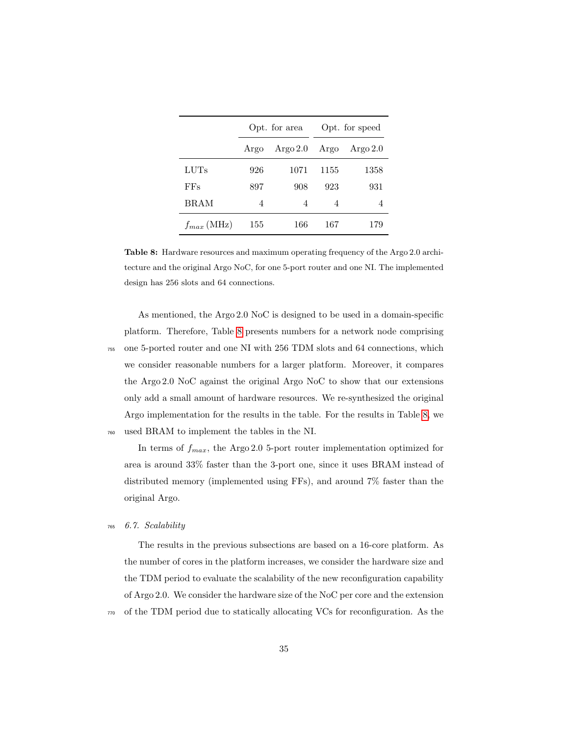| | Opt. for area | | Opt. for speed | |
|---|---|---|---|---|
| | Argo | Argo 2.0 | Argo | Argo 2.0 |
| LUTs | 926 | 1071 | 1155 | 1358 |
| FFs | 897 | 908 | 923 | 931 |
| BRAM | 4 | 4 | 4 | 4 |
| $f_{max}$ (MHz) | 155 | 166 | 167 | 179 |

**Table 8:** Hardware resources and maximum operating frequency of the Argo 2.0 architecture and the original Argo NoC, for one 5-port router and one NI. The implemented design has 256 slots and 64 connections.

As mentioned, the Argo 2.0 NoC is designed to be used in a domain-specific platform. Therefore, Table 8 presents numbers for a network node comprising one 5-ported router and one NI with 256 TDM slots and 64 connections, which we consider reasonable numbers for a larger platform. Moreover, it compares the Argo 2.0 NoC against the original Argo NoC to show that our extensions only add a small amount of hardware resources. We re-synthesized the original Argo implementation for the results in the table. For the results in Table 8, we used BRAM to implement the tables in the NI.

In terms of $f_{max}$, the Argo 2.0 5-port router implementation optimized for area is around 33% faster than the 3-port one, since it uses BRAM instead of distributed memory (implemented using FFs), and around 7% faster than the original Argo.

### *6.7. Scalability*

The results in the previous subsections are based on a 16-core platform. As the number of cores in the platform increases, we consider the hardware size and the TDM period to evaluate the scalability of the new reconfiguration capability of Argo 2.0. We consider the hardware size of the NoC per core and the extension of the TDM period due to statically allocating VCs for reconfiguration. As the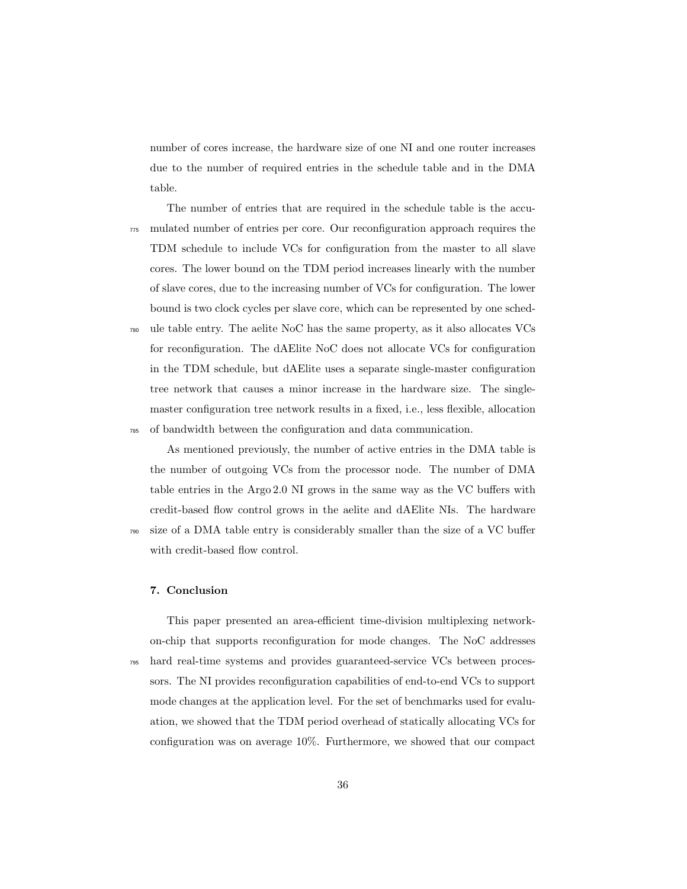number of cores increase, the hardware size of one NI and one router increases due to the number of required entries in the schedule table and in the DMA table.

The number of entries that are required in the schedule table is the accumulated number of entries per core. Our reconfiguration approach requires the TDM schedule to include VCs for configuration from the master to all slave cores. The lower bound on the TDM period increases linearly with the number of slave cores, due to the increasing number of VCs for configuration. The lower bound is two clock cycles per slave core, which can be represented by one schedule table entry. The aelite NoC has the same property, as it also allocates VCs for reconfiguration. The dAElite NoC does not allocate VCs for configuration in the TDM schedule, but dAElite uses a separate single-master configuration tree network that causes a minor increase in the hardware size. The single-master configuration tree network results in a fixed, i.e., less flexible, allocation of bandwidth between the configuration and data communication.

As mentioned previously, the number of active entries in the DMA table is the number of outgoing VCs from the processor node. The number of DMA table entries in the Argo 2.0 NI grows in the same way as the VC buffers with credit-based flow control grows in the aelite and dAElite NIs. The hardware size of a DMA table entry is considerably smaller than the size of a VC buffer with credit-based flow control.

## 7. Conclusion

This paper presented an area-efficient time-division multiplexing network-on-chip that supports reconfiguration for mode changes. The NoC addresses hard real-time systems and provides guaranteed-service VCs between processors. The NI provides reconfiguration capabilities of end-to-end VCs to support mode changes at the application level. For the set of benchmarks used for evaluation, we showed that the TDM period overhead of statically allocating VCs for configuration was on average 10%. Furthermore, we showed that our compact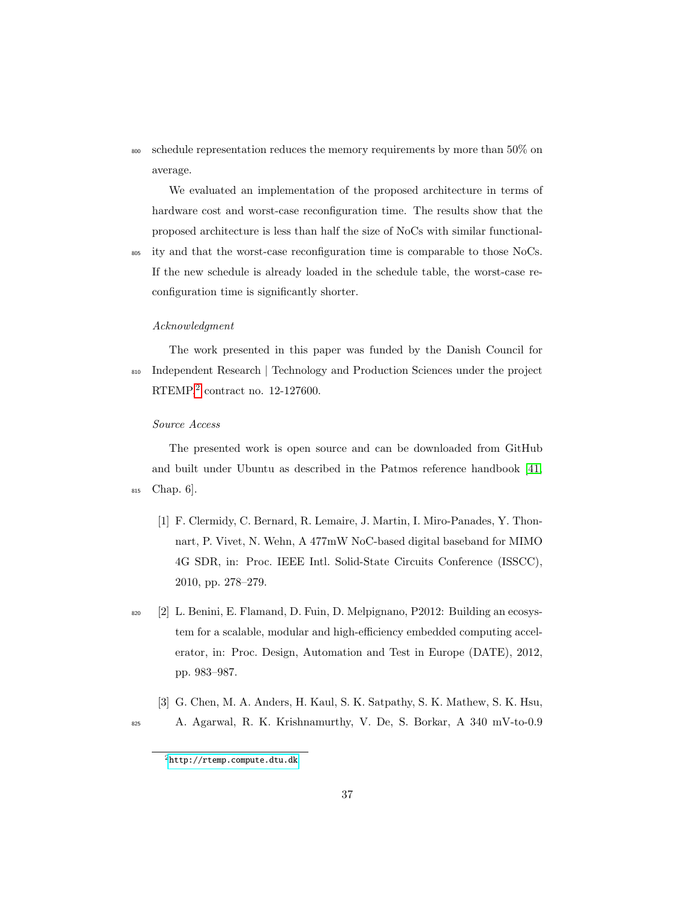schedule representation reduces the memory requirements by more than 50% on average.

We evaluated an implementation of the proposed architecture in terms of hardware cost and worst-case reconfiguration time. The results show that the proposed architecture is less than half the size of NoCs with similar functionality and that the worst-case reconfiguration time is comparable to those NoCs. If the new schedule is already loaded in the schedule table, the worst-case reconfiguration time is significantly shorter.

*Acknowledgment*

The work presented in this paper was funded by the Danish Council for Independent Research | Technology and Production Sciences under the project RTEMP[2] contract no. 12-127600.

*Source Access*

The presented work is open source and can be downloaded from GitHub and built under Ubuntu as described in the Patmos reference handbook [41, Chap. 6].

[1] F. Clermidy, C. Bernard, R. Lemaire, J. Martin, I. Miro-Panades, Y. Thonnart, P. Vivet, N. Wehn, A 477mW NoC-based digital baseband for MIMO 4G SDR, in: Proc. IEEE Intl. Solid-State Circuits Conference (ISSCC), 2010, pp. 278–279.

[2] L. Benini, E. Flamand, D. Fuin, D. Melpignano, P2012: Building an ecosystem for a scalable, modular and high-efficiency embedded computing accelerator, in: Proc. Design, Automation and Test in Europe (DATE), 2012, pp. 983–987.

[3] G. Chen, M. A. Anders, H. Kaul, S. K. Satpathy, S. K. Mathew, S. K. Hsu, A. Agarwal, R. K. Krishnamurthy, V. De, S. Borkar, A 340 mV-to-0.9

[2] http://rtemp.compute.dtu.dk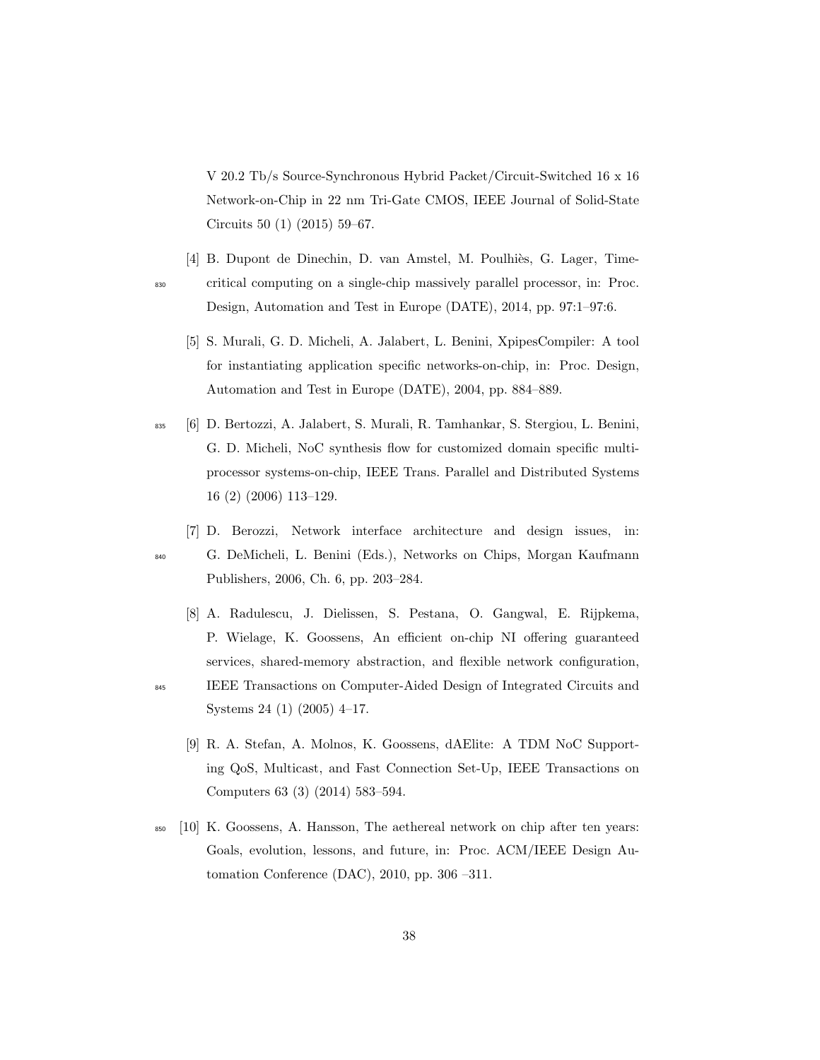V 20.2 Tb/s Source-Synchronous Hybrid Packet/Circuit-Switched 16 x 16 Network-on-Chip in 22 nm Tri-Gate CMOS, IEEE Journal of Solid-State Circuits 50 (1) (2015) 59–67.

[4] B. Dupont de Dinechin, D. van Amstel, M. Poulhiès, G. Lager, Time-critical computing on a single-chip massively parallel processor, in: Proc. Design, Automation and Test in Europe (DATE), 2014, pp. 97:1–97:6.

[5] S. Murali, G. D. Micheli, A. Jalabert, L. Benini, XpipesCompiler: A tool for instantiating application specific networks-on-chip, in: Proc. Design, Automation and Test in Europe (DATE), 2004, pp. 884–889.

[6] D. Bertozzi, A. Jalabert, S. Murali, R. Tamhankar, S. Stergiou, L. Benini, G. D. Micheli, NoC synthesis flow for customized domain specific multi-processor systems-on-chip, IEEE Trans. Parallel and Distributed Systems 16 (2) (2006) 113–129.

[7] D. Berozzi, Network interface architecture and design issues, in: G. DeMicheli, L. Benini (Eds.), Networks on Chips, Morgan Kaufmann Publishers, 2006, Ch. 6, pp. 203–284.

[8] A. Radulescu, J. Dielissen, S. Pestana, O. Gangwal, E. Rijpkema, P. Wielage, K. Goossens, An efficient on-chip NI offering guaranteed services, shared-memory abstraction, and flexible network configuration, IEEE Transactions on Computer-Aided Design of Integrated Circuits and Systems 24 (1) (2005) 4–17.

[9] R. A. Stefan, A. Molnos, K. Goossens, dAElite: A TDM NoC Supporting QoS, Multicast, and Fast Connection Set-Up, IEEE Transactions on Computers 63 (3) (2014) 583–594.

[10] K. Goossens, A. Hansson, The aethereal network on chip after ten years: Goals, evolution, lessons, and future, in: Proc. ACM/IEEE Design Automation Conference (DAC), 2010, pp. 306 –311.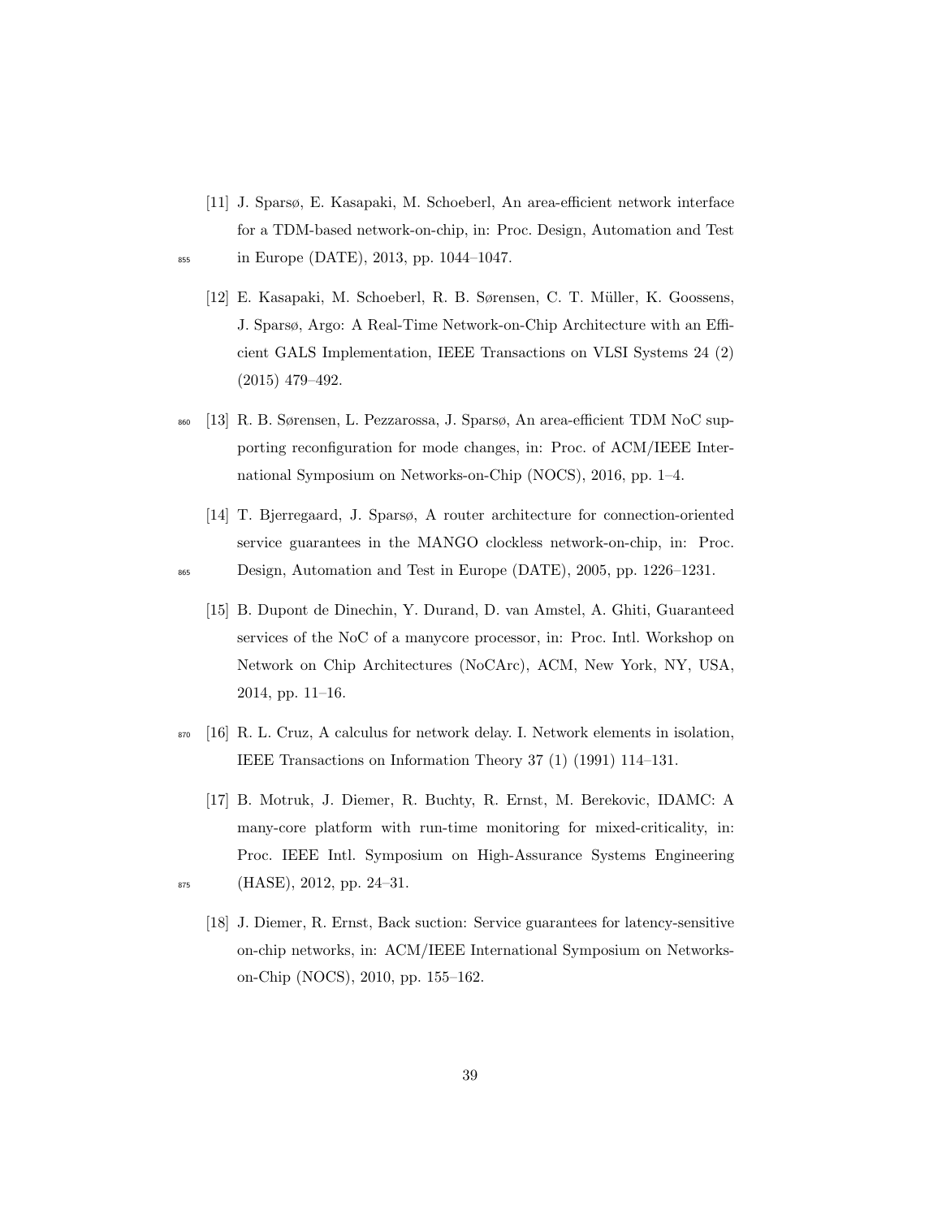[11] J. Sparsø, E. Kasapaki, M. Schoeberl, An area-efficient network interface for a TDM-based network-on-chip, in: Proc. Design, Automation and Test in Europe (DATE), 2013, pp. 1044–1047.

[12] E. Kasapaki, M. Schoeberl, R. B. Sørensen, C. T. Müller, K. Goossens, J. Sparsø, Argo: A Real-Time Network-on-Chip Architecture with an Efficient GALS Implementation, IEEE Transactions on VLSI Systems 24 (2) (2015) 479–492.

[13] R. B. Sørensen, L. Pezzarossa, J. Sparsø, An area-efficient TDM NoC supporting reconfiguration for mode changes, in: Proc. of ACM/IEEE International Symposium on Networks-on-Chip (NOCS), 2016, pp. 1–4.

[14] T. Bjerregaard, J. Sparsø, A router architecture for connection-oriented service guarantees in the MANGO clockless network-on-chip, in: Proc. Design, Automation and Test in Europe (DATE), 2005, pp. 1226–1231.

[15] B. Dupont de Dinechin, Y. Durand, D. van Amstel, A. Ghiti, Guaranteed services of the NoC of a manycore processor, in: Proc. Intl. Workshop on Network on Chip Architectures (NoCArc), ACM, New York, NY, USA, 2014, pp. 11–16.

[16] R. L. Cruz, A calculus for network delay. I. Network elements in isolation, IEEE Transactions on Information Theory 37 (1) (1991) 114–131.

[17] B. Motruk, J. Diemer, R. Buchty, R. Ernst, M. Berekovic, IDAMC: A many-core platform with run-time monitoring for mixed-criticality, in: Proc. IEEE Intl. Symposium on High-Assurance Systems Engineering (HASE), 2012, pp. 24–31.

[18] J. Diemer, R. Ernst, Back suction: Service guarantees for latency-sensitive on-chip networks, in: ACM/IEEE International Symposium on Networks-on-Chip (NOCS), 2010, pp. 155–162.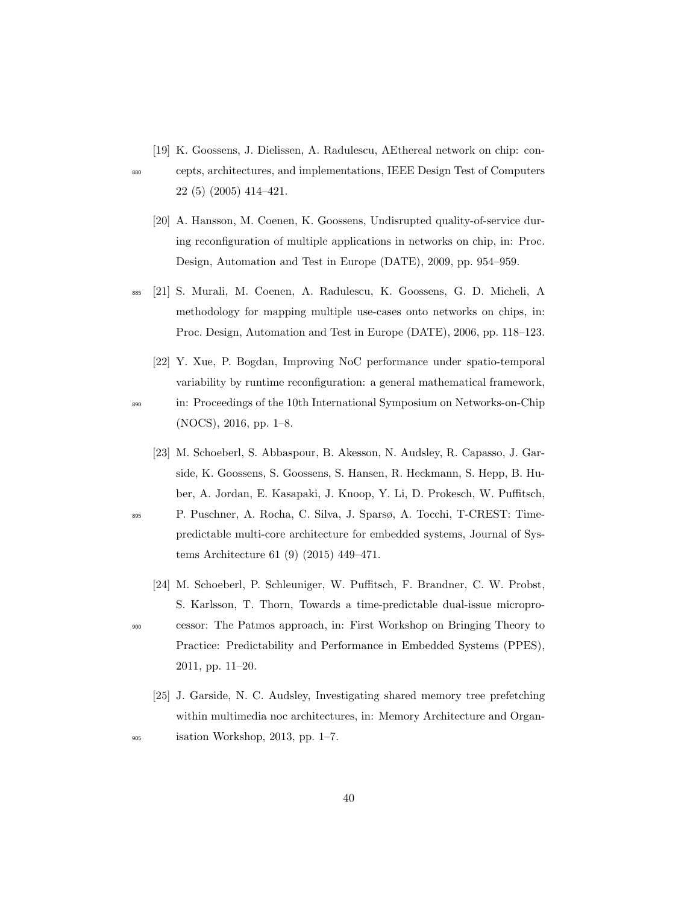[19] K. Goossens, J. Dielissen, A. Radulescu, AEthereal network on chip: concepts, architectures, and implementations, IEEE Design Test of Computers 22 (5) (2005) 414–421.

[20] A. Hansson, M. Coenen, K. Goossens, Undisrupted quality-of-service during reconfiguration of multiple applications in networks on chip, in: Proc. Design, Automation and Test in Europe (DATE), 2009, pp. 954–959.

[21] S. Murali, M. Coenen, A. Radulescu, K. Goossens, G. D. Micheli, A methodology for mapping multiple use-cases onto networks on chips, in: Proc. Design, Automation and Test in Europe (DATE), 2006, pp. 118–123.

[22] Y. Xue, P. Bogdan, Improving NoC performance under spatio-temporal variability by runtime reconfiguration: a general mathematical framework, in: Proceedings of the 10th International Symposium on Networks-on-Chip (NOCS), 2016, pp. 1–8.

[23] M. Schoeberl, S. Abbaspour, B. Akesson, N. Audsley, R. Capasso, J. Garside, K. Goossens, S. Goossens, S. Hansen, R. Heckmann, S. Hepp, B. Huber, A. Jordan, E. Kasapaki, J. Knoop, Y. Li, D. Prokesch, W. Puffitsch, P. Puschner, A. Rocha, C. Silva, J. Sparsø, A. Tocchi, T-CREST: Time-predictable multi-core architecture for embedded systems, Journal of Systems Architecture 61 (9) (2015) 449–471.

[24] M. Schoeberl, P. Schleuniger, W. Puffitsch, F. Brandner, C. W. Probst, S. Karlsson, T. Thorn, Towards a time-predictable dual-issue microprocessor: The Patmos approach, in: First Workshop on Bringing Theory to Practice: Predictability and Performance in Embedded Systems (PPES), 2011, pp. 11–20.

[25] J. Garside, N. C. Audsley, Investigating shared memory tree prefetching within multimedia noc architectures, in: Memory Architecture and Organisation Workshop, 2013, pp. 1–7.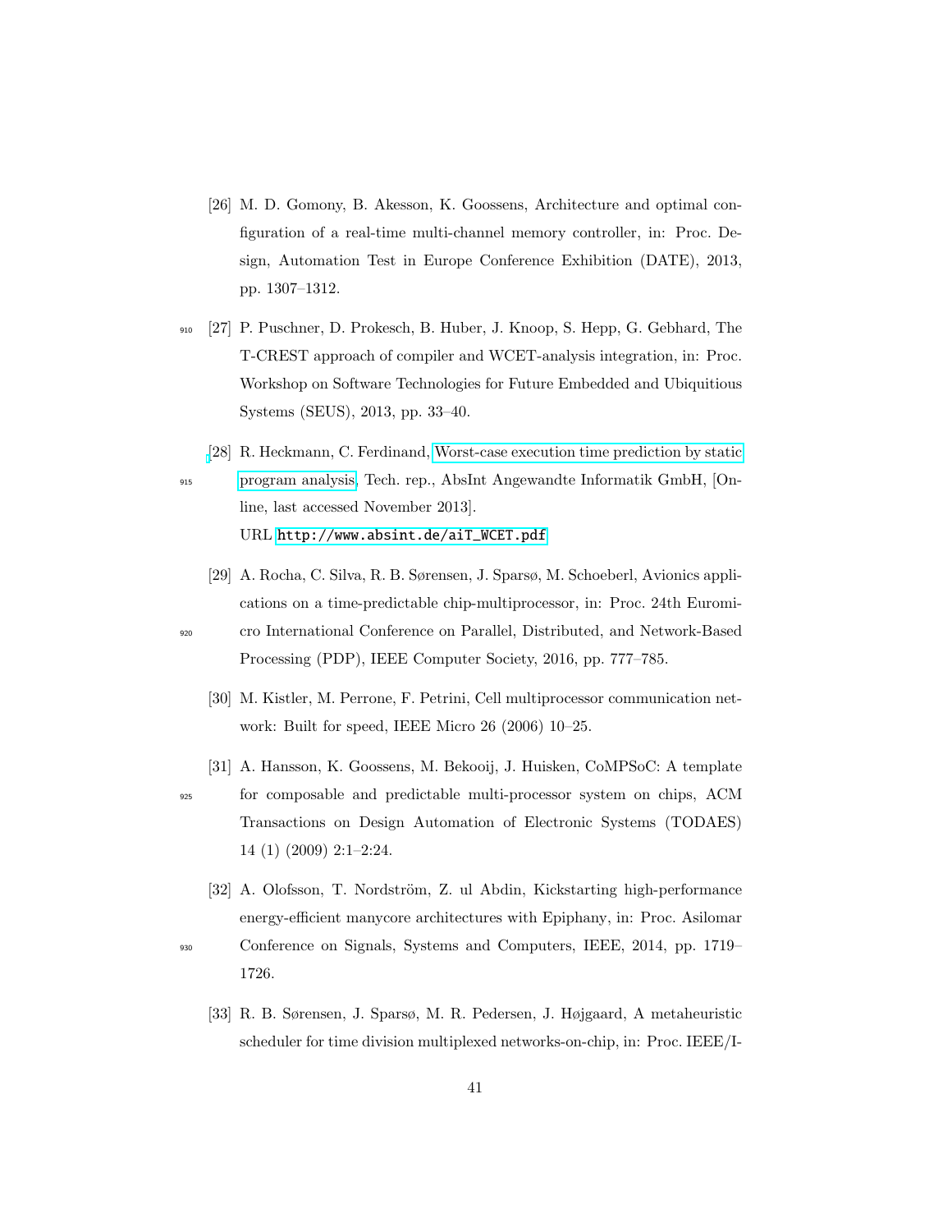[26] M. D. Gomony, B. Akesson, K. Goossens, Architecture and optimal configuration of a real-time multi-channel memory controller, in: Proc. Design, Automation Test in Europe Conference Exhibition (DATE), 2013, pp. 1307–1312.

[27] P. Puschner, D. Prokesch, B. Huber, J. Knoop, S. Hepp, G. Gebhard, The T-CREST approach of compiler and WCET-analysis integration, in: Proc. Workshop on Software Technologies for Future Embedded and Ubiquitious Systems (SEUS), 2013, pp. 33–40.

[28] R. Heckmann, C. Ferdinand, Worst-case execution time prediction by static program analysis, Tech. rep., AbsInt Angewandte Informatik GmbH, [Online, last accessed November 2013].
URL http://www.absint.de/aiT_WCET.pdf

[29] A. Rocha, C. Silva, R. B. Sørensen, J. Sparsø, M. Schoeberl, Avionics applications on a time-predictable chip-multiprocessor, in: Proc. 24th Euromicro International Conference on Parallel, Distributed, and Network-Based Processing (PDP), IEEE Computer Society, 2016, pp. 777–785.

[30] M. Kistler, M. Perrone, F. Petrini, Cell multiprocessor communication network: Built for speed, IEEE Micro 26 (2006) 10–25.

[31] A. Hansson, K. Goossens, M. Bekooij, J. Huisken, CoMPSoC: A template for composable and predictable multi-processor system on chips, ACM Transactions on Design Automation of Electronic Systems (TODAES) 14 (1) (2009) 2:1–2:24.

[32] A. Olofsson, T. Nordström, Z. ul Abdin, Kickstarting high-performance energy-efficient manycore architectures with Epiphany, in: Proc. Asilomar Conference on Signals, Systems and Computers, IEEE, 2014, pp. 1719–1726.

[33] R. B. Sørensen, J. Sparsø, M. R. Pedersen, J. Højgaard, A metaheuristic scheduler for time division multiplexed networks-on-chip, in: Proc. IEEE/I-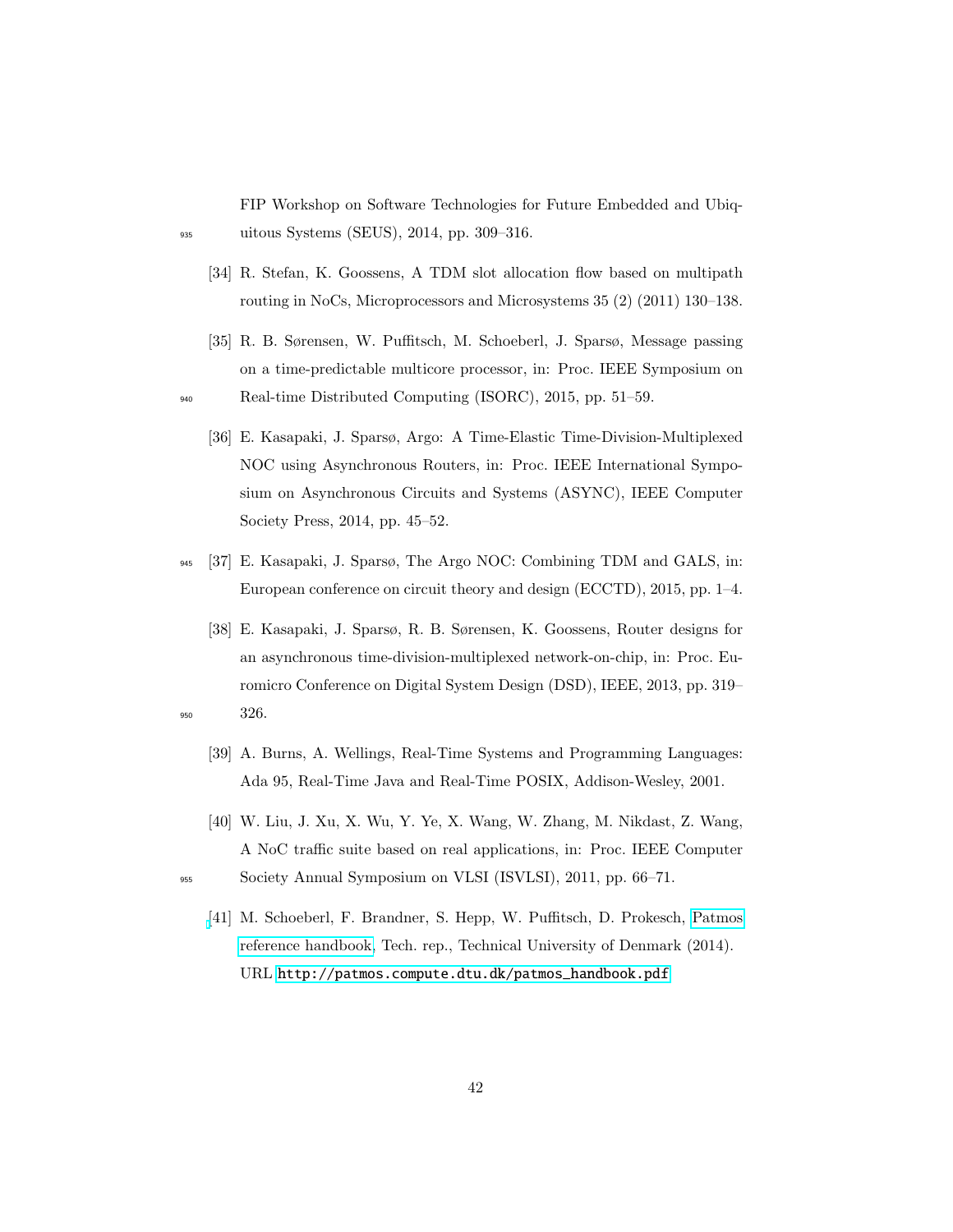FIP Workshop on Software Technologies for Future Embedded and Ubiquitous Systems (SEUS), 2014, pp. 309–316.

[34] R. Stefan, K. Goossens, A TDM slot allocation flow based on multipath routing in NoCs, Microprocessors and Microsystems 35 (2) (2011) 130–138.

[35] R. B. Sørensen, W. Puffitsch, M. Schoeberl, J. Sparsø, Message passing on a time-predictable multicore processor, in: Proc. IEEE Symposium on Real-time Distributed Computing (ISORC), 2015, pp. 51–59.

[36] E. Kasapaki, J. Sparsø, Argo: A Time-Elastic Time-Division-Multiplexed NOC using Asynchronous Routers, in: Proc. IEEE International Symposium on Asynchronous Circuits and Systems (ASYNC), IEEE Computer Society Press, 2014, pp. 45–52.

[37] E. Kasapaki, J. Sparsø, The Argo NOC: Combining TDM and GALS, in: European conference on circuit theory and design (ECCTD), 2015, pp. 1–4.

[38] E. Kasapaki, J. Sparsø, R. B. Sørensen, K. Goossens, Router designs for an asynchronous time-division-multiplexed network-on-chip, in: Proc. Euromicro Conference on Digital System Design (DSD), IEEE, 2013, pp. 319–326.

[39] A. Burns, A. Wellings, Real-Time Systems and Programming Languages: Ada 95, Real-Time Java and Real-Time POSIX, Addison-Wesley, 2001.

[40] W. Liu, J. Xu, X. Wu, Y. Ye, X. Wang, W. Zhang, M. Nikdast, Z. Wang, A NoC traffic suite based on real applications, in: Proc. IEEE Computer Society Annual Symposium on VLSI (ISVLSI), 2011, pp. 66–71.

[41] M. Schoeberl, F. Brandner, S. Hepp, W. Puffitsch, D. Prokesch, Patmos reference handbook, Tech. rep., Technical University of Denmark (2014). URL http://patmos.compute.dtu.dk/patmos_handbook.pdf